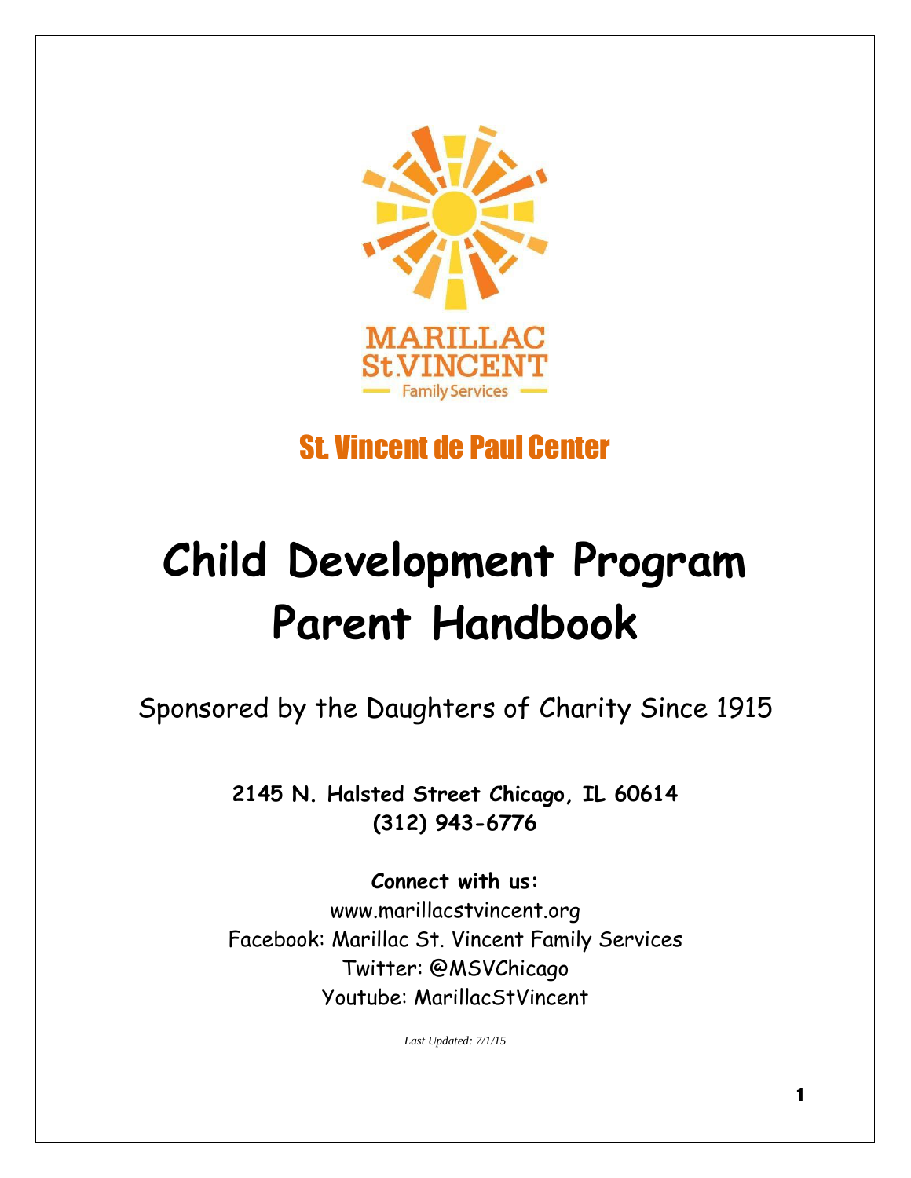MARILLAC
St.VINCENT
Family Services

## St. Vincent de Paul Center

# Child Development Program Parent Handbook

Sponsored by the Daughters of Charity Since 1915

**2145 N. Halsted Street Chicago, IL 60614**
**(312) 943-6776**

**Connect with us:**
www.marillacstvincent.org
Facebook: Marillac St. Vincent Family Services
Twitter: @MSVChicago
Youtube: MarillacStVincent

*Last Updated: 7/1/15*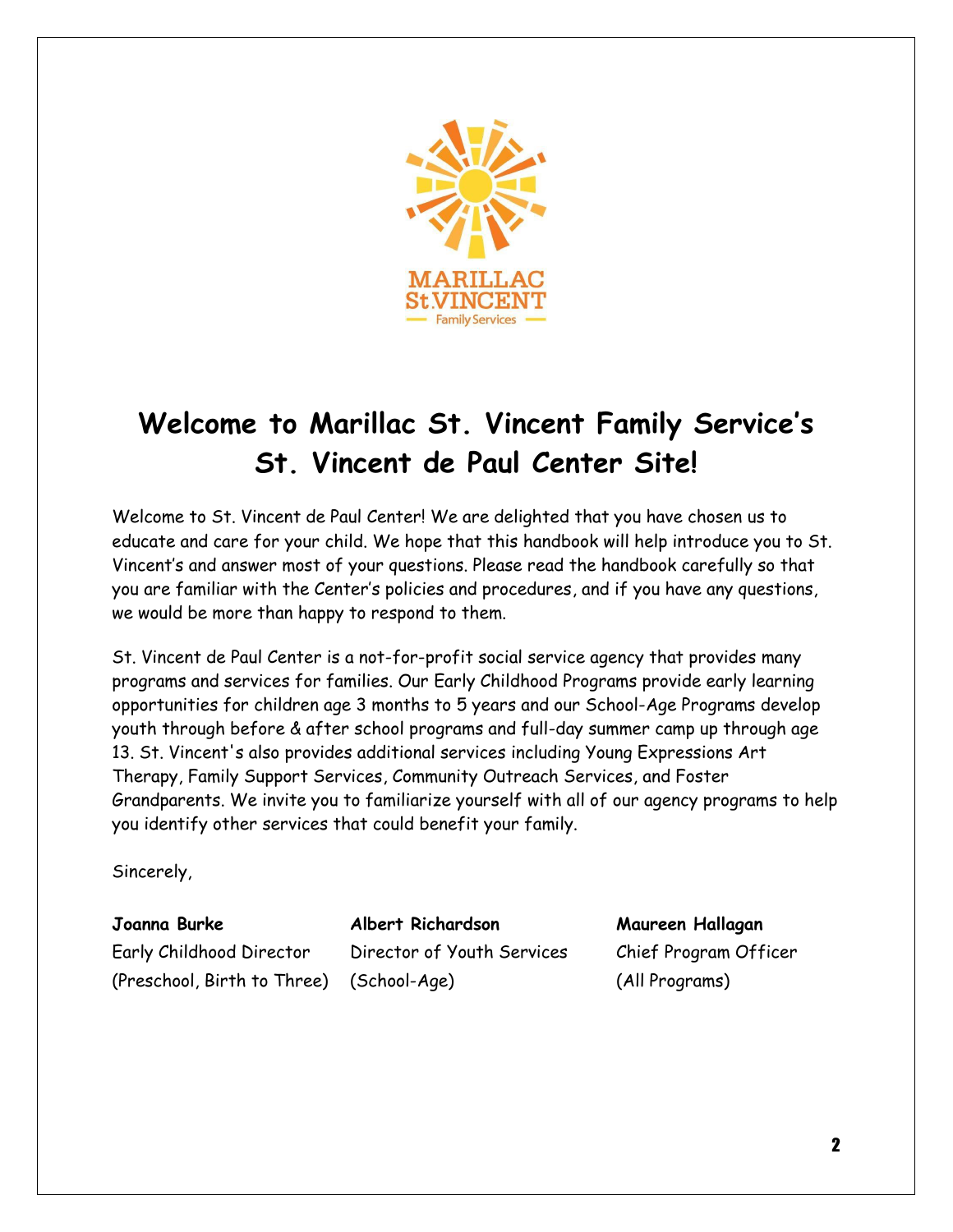# Welcome to Marillac St. Vincent Family Service's St. Vincent de Paul Center Site!

Welcome to St. Vincent de Paul Center! We are delighted that you have chosen us to educate and care for your child. We hope that this handbook will help introduce you to St. Vincent's and answer most of your questions. Please read the handbook carefully so that you are familiar with the Center's policies and procedures, and if you have any questions, we would be more than happy to respond to them.

St. Vincent de Paul Center is a not-for-profit social service agency that provides many programs and services for families. Our Early Childhood Programs provide early learning opportunities for children age 3 months to 5 years and our School-Age Programs develop youth through before & after school programs and full-day summer camp up through age 13. St. Vincent's also provides additional services including Young Expressions Art Therapy, Family Support Services, Community Outreach Services, and Foster Grandparents. We invite you to familiarize yourself with all of our agency programs to help you identify other services that could benefit your family.

Sincerely,

**Joanna Burke**
Early Childhood Director
(Preschool, Birth to Three)

**Albert Richardson**
Director of Youth Services
(School-Age)

**Maureen Hallagan**
Chief Program Officer
(All Programs)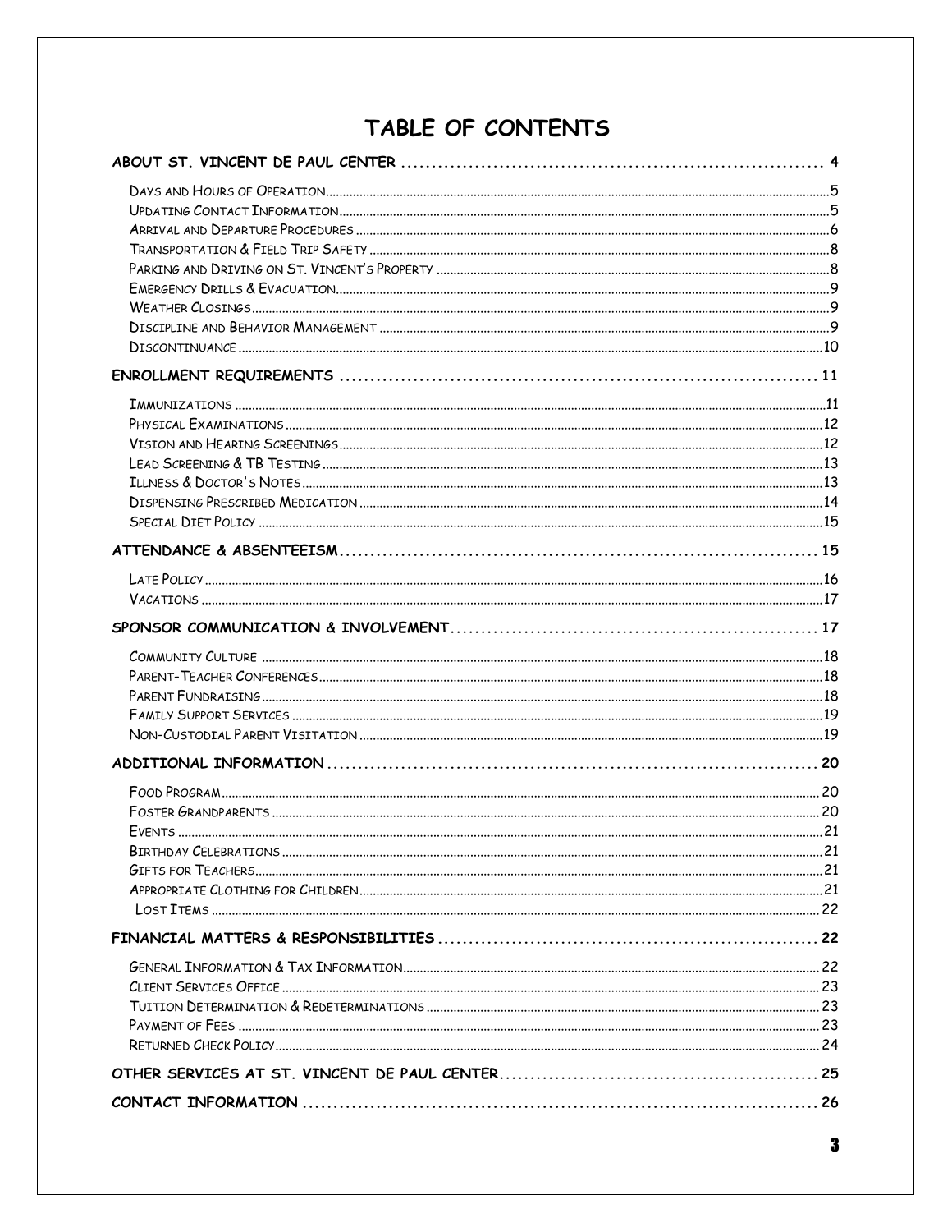# TABLE OF CONTENTS

**ABOUT ST. VINCENT DE PAUL CENTER** .......... 4

- Days and Hours of Operation .......... 5
- Updating Contact Information .......... 5
- Arrival and Departure Procedures .......... 6
- Transportation & Field Trip Safety .......... 8
- Parking and Driving on St. Vincent's Property .......... 8
- Emergency Drills & Evacuation .......... 9
- Weather Closings .......... 9
- Discipline and Behavior Management .......... 9
- Discontinuance .......... 10

**ENROLLMENT REQUIREMENTS** .......... 11

- Immunizations .......... 11
- Physical Examinations .......... 12
- Vision and Hearing Screenings .......... 12
- Lead Screening & TB Testing .......... 13
- Illness & Doctor's Notes .......... 13
- Dispensing Prescribed Medication .......... 14
- Special Diet Policy .......... 15

**ATTENDANCE & ABSENTEEISM** .......... 15

- Late Policy .......... 16
- Vacations .......... 17

**SPONSOR COMMUNICATION & INVOLVEMENT** .......... 17

- Community Culture .......... 18
- Parent-Teacher Conferences .......... 18
- Parent Fundraising .......... 18
- Family Support Services .......... 19
- Non-Custodial Parent Visitation .......... 19

**ADDITIONAL INFORMATION** .......... 20

- Food Program .......... 20
- Foster Grandparents .......... 20
- Events .......... 21
- Birthday Celebrations .......... 21
- Gifts for Teachers .......... 21
- Appropriate Clothing for Children .......... 21
- Lost Items .......... 22

**FINANCIAL MATTERS & RESPONSIBILITIES** .......... 22

- General Information & Tax Information .......... 22
- Client Services Office .......... 23
- Tuition Determination & Redeterminations .......... 23
- Payment of Fees .......... 23
- Returned Check Policy .......... 24

**OTHER SERVICES AT ST. VINCENT DE PAUL CENTER** .......... 25

**CONTACT INFORMATION** .......... 26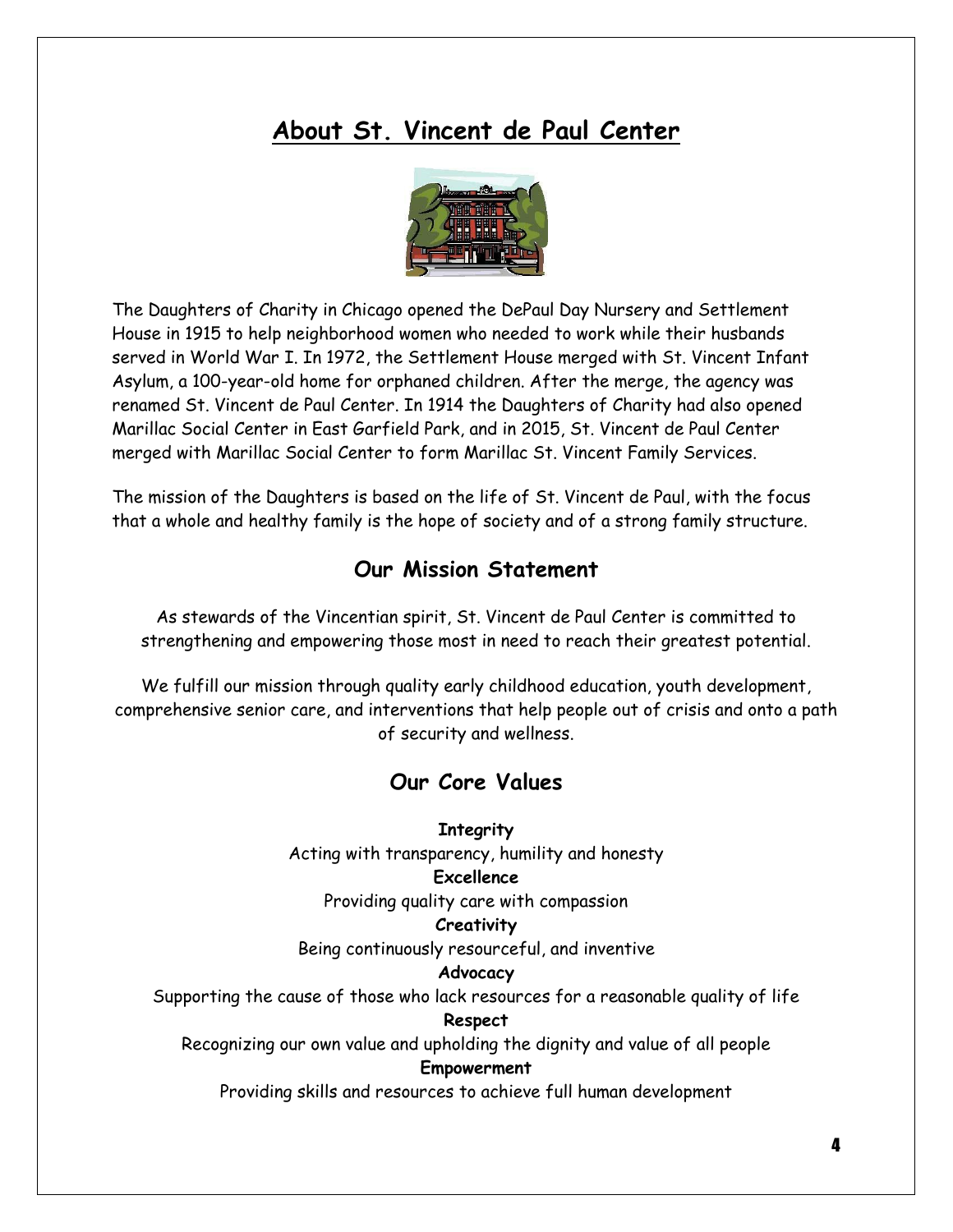# About St. Vincent de Paul Center

The Daughters of Charity in Chicago opened the DePaul Day Nursery and Settlement House in 1915 to help neighborhood women who needed to work while their husbands served in World War I. In 1972, the Settlement House merged with St. Vincent Infant Asylum, a 100-year-old home for orphaned children. After the merge, the agency was renamed St. Vincent de Paul Center. In 1914 the Daughters of Charity had also opened Marillac Social Center in East Garfield Park, and in 2015, St. Vincent de Paul Center merged with Marillac Social Center to form Marillac St. Vincent Family Services.

The mission of the Daughters is based on the life of St. Vincent de Paul, with the focus that a whole and healthy family is the hope of society and of a strong family structure.

## Our Mission Statement

As stewards of the Vincentian spirit, St. Vincent de Paul Center is committed to strengthening and empowering those most in need to reach their greatest potential.

We fulfill our mission through quality early childhood education, youth development, comprehensive senior care, and interventions that help people out of crisis and onto a path of security and wellness.

## Our Core Values

**Integrity**
Acting with transparency, humility and honesty

**Excellence**
Providing quality care with compassion

**Creativity**
Being continuously resourceful, and inventive

**Advocacy**
Supporting the cause of those who lack resources for a reasonable quality of life

**Respect**
Recognizing our own value and upholding the dignity and value of all people

**Empowerment**
Providing skills and resources to achieve full human development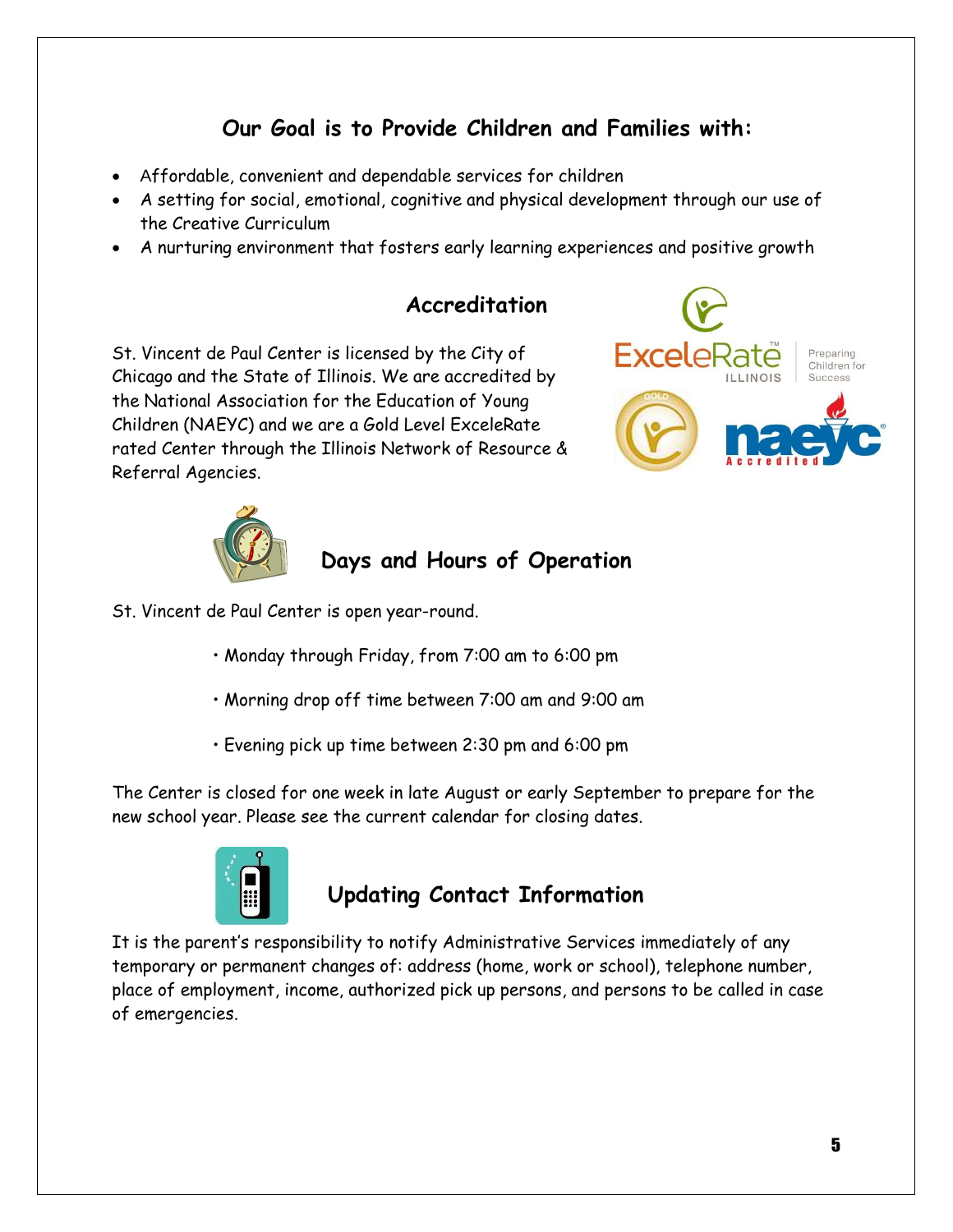## Our Goal is to Provide Children and Families with:

- Affordable, convenient and dependable services for children
- A setting for social, emotional, cognitive and physical development through our use of the Creative Curriculum
- A nurturing environment that fosters early learning experiences and positive growth

## Accreditation

St. Vincent de Paul Center is licensed by the City of Chicago and the State of Illinois. We are accredited by the National Association for the Education of Young Children (NAEYC) and we are a Gold Level ExceleRate rated Center through the Illinois Network of Resource & Referral Agencies.

## Days and Hours of Operation

St. Vincent de Paul Center is open year-round.

- Monday through Friday, from 7:00 am to 6:00 pm
- Morning drop off time between 7:00 am and 9:00 am
- Evening pick up time between 2:30 pm and 6:00 pm

The Center is closed for one week in late August or early September to prepare for the new school year. Please see the current calendar for closing dates.

## Updating Contact Information

It is the parent's responsibility to notify Administrative Services immediately of any temporary or permanent changes of: address (home, work or school), telephone number, place of employment, income, authorized pick up persons, and persons to be called in case of emergencies.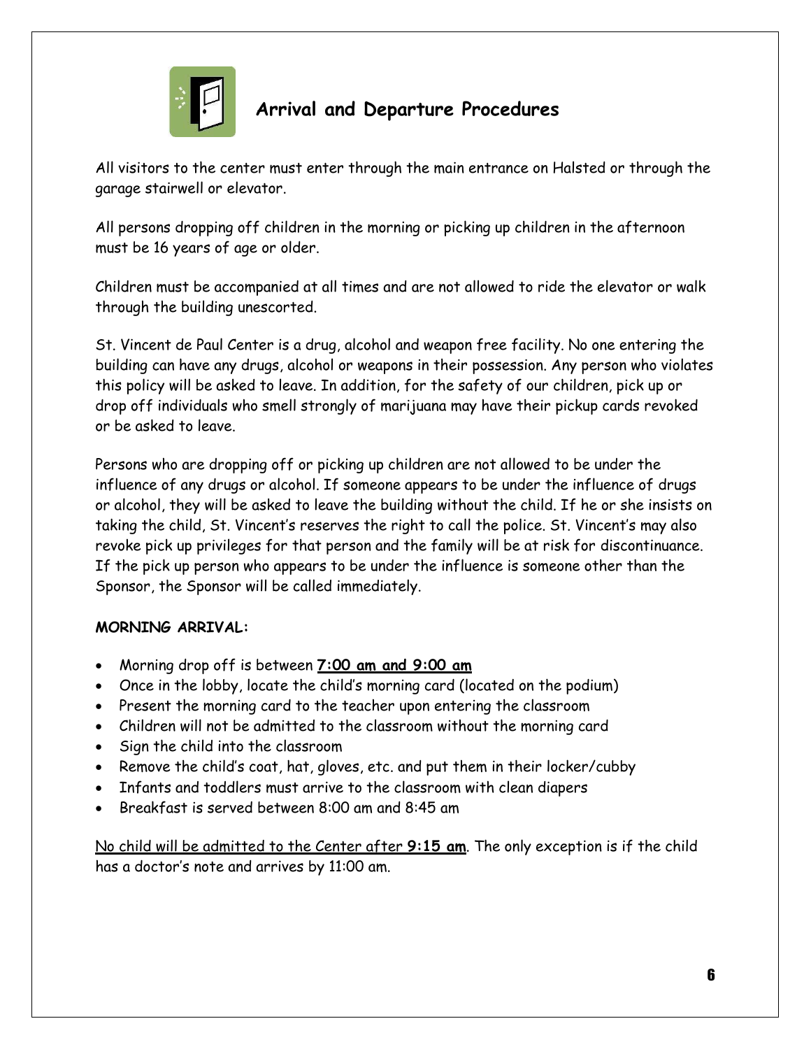## Arrival and Departure Procedures

All visitors to the center must enter through the main entrance on Halsted or through the garage stairwell or elevator.

All persons dropping off children in the morning or picking up children in the afternoon must be 16 years of age or older.

Children must be accompanied at all times and are not allowed to ride the elevator or walk through the building unescorted.

St. Vincent de Paul Center is a drug, alcohol and weapon free facility. No one entering the building can have any drugs, alcohol or weapons in their possession. Any person who violates this policy will be asked to leave. In addition, for the safety of our children, pick up or drop off individuals who smell strongly of marijuana may have their pickup cards revoked or be asked to leave.

Persons who are dropping off or picking up children are not allowed to be under the influence of any drugs or alcohol. If someone appears to be under the influence of drugs or alcohol, they will be asked to leave the building without the child. If he or she insists on taking the child, St. Vincent's reserves the right to call the police. St. Vincent's may also revoke pick up privileges for that person and the family will be at risk for discontinuance. If the pick up person who appears to be under the influence is someone other than the Sponsor, the Sponsor will be called immediately.

**MORNING ARRIVAL:**

- Morning drop off is between **7:00 am and 9:00 am**
- Once in the lobby, locate the child's morning card (located on the podium)
- Present the morning card to the teacher upon entering the classroom
- Children will not be admitted to the classroom without the morning card
- Sign the child into the classroom
- Remove the child's coat, hat, gloves, etc. and put them in their locker/cubby
- Infants and toddlers must arrive to the classroom with clean diapers
- Breakfast is served between 8:00 am and 8:45 am

No child will be admitted to the Center after **9:15 am**. The only exception is if the child has a doctor's note and arrives by 11:00 am.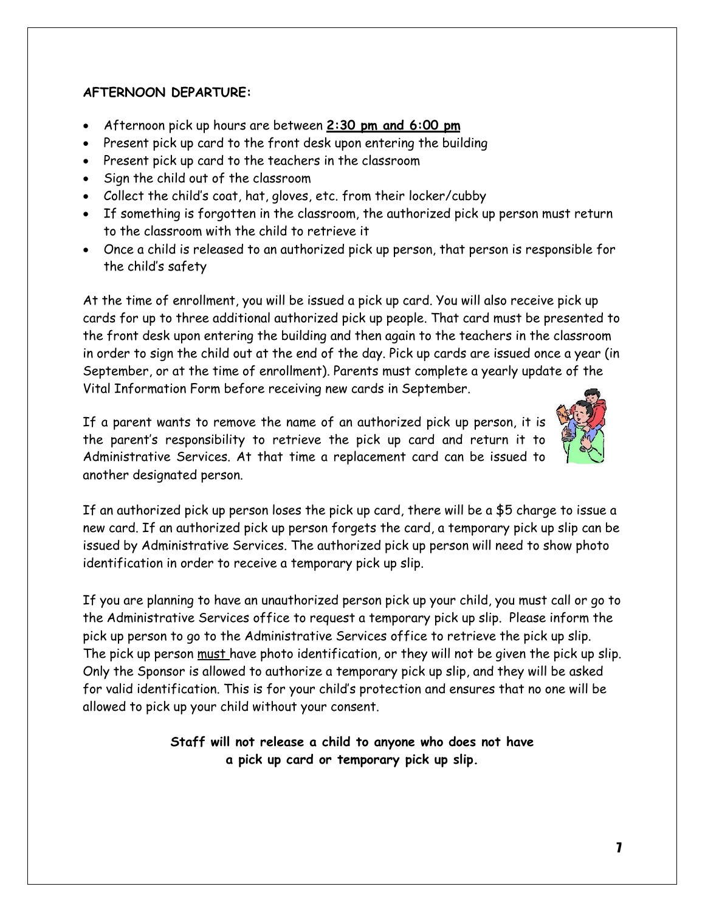**AFTERNOON DEPARTURE:**

- Afternoon pick up hours are between **2:30 pm and 6:00 pm**
- Present pick up card to the front desk upon entering the building
- Present pick up card to the teachers in the classroom
- Sign the child out of the classroom
- Collect the child's coat, hat, gloves, etc. from their locker/cubby
- If something is forgotten in the classroom, the authorized pick up person must return to the classroom with the child to retrieve it
- Once a child is released to an authorized pick up person, that person is responsible for the child's safety

At the time of enrollment, you will be issued a pick up card. You will also receive pick up cards for up to three additional authorized pick up people. That card must be presented to the front desk upon entering the building and then again to the teachers in the classroom in order to sign the child out at the end of the day. Pick up cards are issued once a year (in September, or at the time of enrollment). Parents must complete a yearly update of the Vital Information Form before receiving new cards in September.

If a parent wants to remove the name of an authorized pick up person, it is the parent's responsibility to retrieve the pick up card and return it to Administrative Services. At that time a replacement card can be issued to another designated person.

If an authorized pick up person loses the pick up card, there will be a $5 charge to issue a new card. If an authorized pick up person forgets the card, a temporary pick up slip can be issued by Administrative Services. The authorized pick up person will need to show photo identification in order to receive a temporary pick up slip.

If you are planning to have an unauthorized person pick up your child, you must call or go to the Administrative Services office to request a temporary pick up slip. Please inform the pick up person to go to the Administrative Services office to retrieve the pick up slip. The pick up person must have photo identification, or they will not be given the pick up slip. Only the Sponsor is allowed to authorize a temporary pick up slip, and they will be asked for valid identification. This is for your child's protection and ensures that no one will be allowed to pick up your child without your consent.

**Staff will not release a child to anyone who does not have a pick up card or temporary pick up slip.**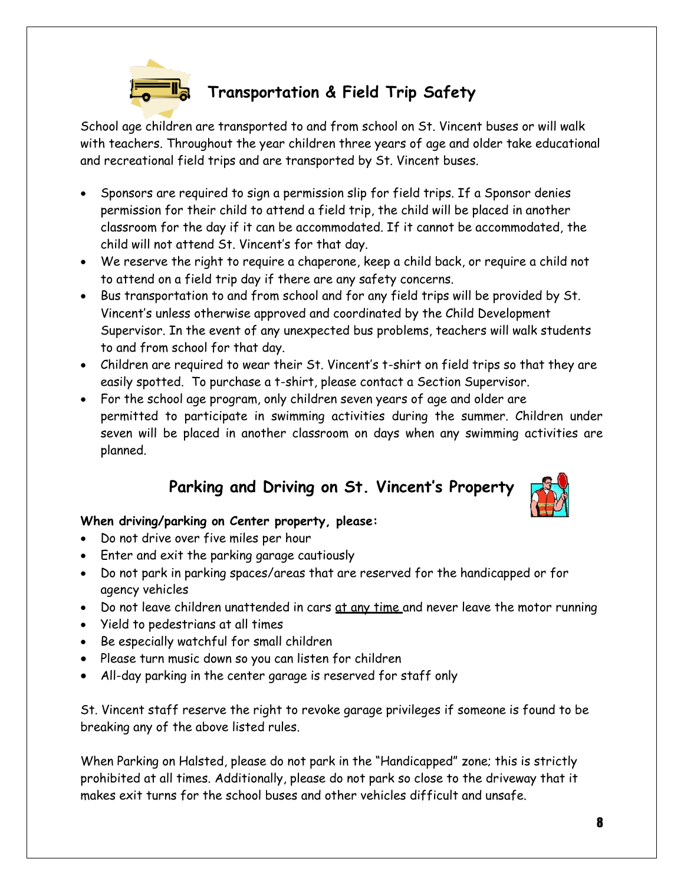## Transportation & Field Trip Safety

School age children are transported to and from school on St. Vincent buses or will walk with teachers. Throughout the year children three years of age and older take educational and recreational field trips and are transported by St. Vincent buses.

- Sponsors are required to sign a permission slip for field trips. If a Sponsor denies permission for their child to attend a field trip, the child will be placed in another classroom for the day if it can be accommodated. If it cannot be accommodated, the child will not attend St. Vincent's for that day.
- We reserve the right to require a chaperone, keep a child back, or require a child not to attend on a field trip day if there are any safety concerns.
- Bus transportation to and from school and for any field trips will be provided by St. Vincent's unless otherwise approved and coordinated by the Child Development Supervisor. In the event of any unexpected bus problems, teachers will walk students to and from school for that day.
- Children are required to wear their St. Vincent's t-shirt on field trips so that they are easily spotted. To purchase a t-shirt, please contact a Section Supervisor.
- For the school age program, only children seven years of age and older are permitted to participate in swimming activities during the summer. Children under seven will be placed in another classroom on days when any swimming activities are planned.

## Parking and Driving on St. Vincent's Property

**When driving/parking on Center property, please:**

- Do not drive over five miles per hour
- Enter and exit the parking garage cautiously
- Do not park in parking spaces/areas that are reserved for the handicapped or for agency vehicles
- Do not leave children unattended in cars <u>at any time</u> and never leave the motor running
- Yield to pedestrians at all times
- Be especially watchful for small children
- Please turn music down so you can listen for children
- All-day parking in the center garage is reserved for staff only

St. Vincent staff reserve the right to revoke garage privileges if someone is found to be breaking any of the above listed rules.

When Parking on Halsted, please do not park in the "Handicapped" zone; this is strictly prohibited at all times. Additionally, please do not park so close to the driveway that it makes exit turns for the school buses and other vehicles difficult and unsafe.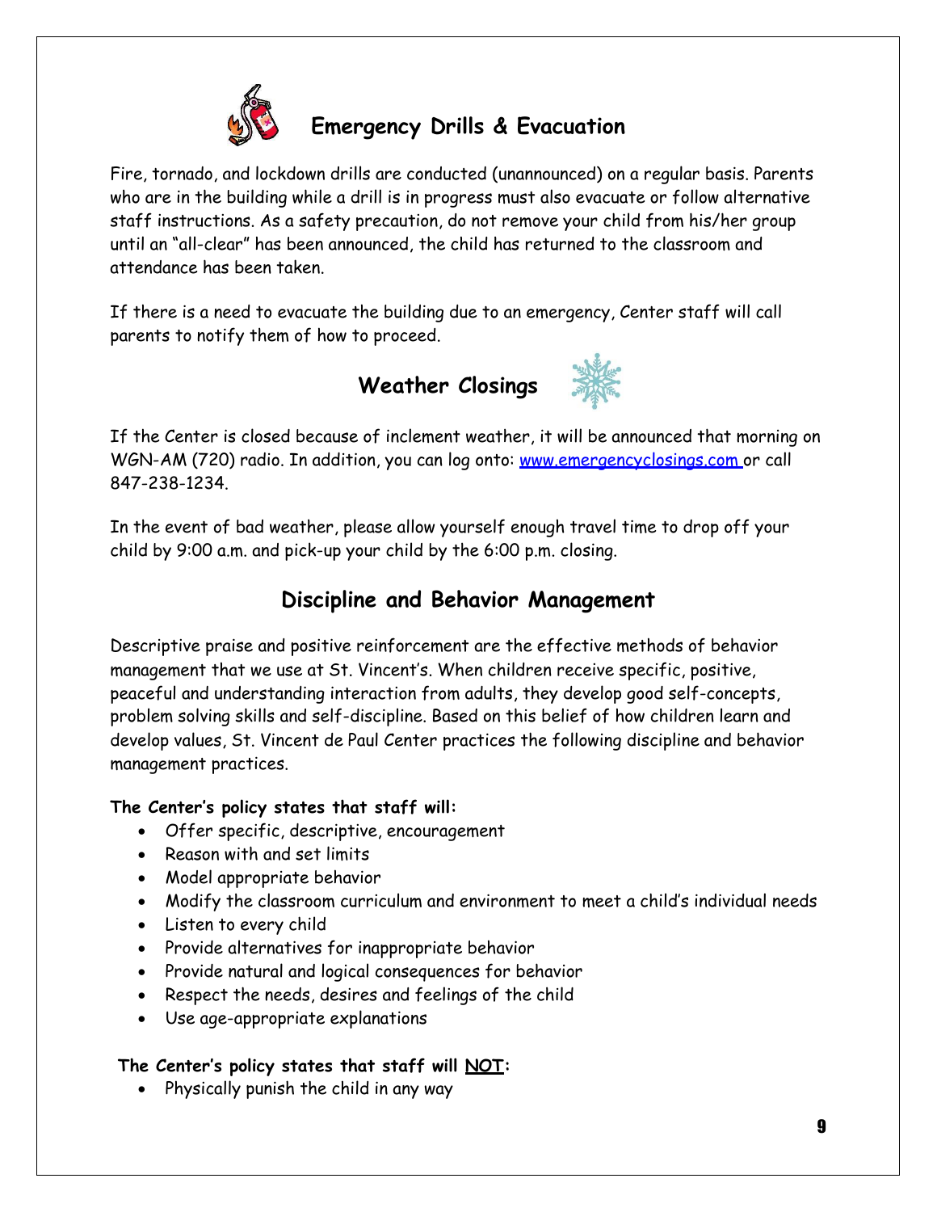## Emergency Drills & Evacuation

Fire, tornado, and lockdown drills are conducted (unannounced) on a regular basis. Parents who are in the building while a drill is in progress must also evacuate or follow alternative staff instructions. As a safety precaution, do not remove your child from his/her group until an "all-clear" has been announced, the child has returned to the classroom and attendance has been taken.

If there is a need to evacuate the building due to an emergency, Center staff will call parents to notify them of how to proceed.

## Weather Closings

If the Center is closed because of inclement weather, it will be announced that morning on WGN-AM (720) radio. In addition, you can log onto: [www.emergencyclosings.com](http://www.emergencyclosings.com) or call 847-238-1234.

In the event of bad weather, please allow yourself enough travel time to drop off your child by 9:00 a.m. and pick-up your child by the 6:00 p.m. closing.

## Discipline and Behavior Management

Descriptive praise and positive reinforcement are the effective methods of behavior management that we use at St. Vincent's. When children receive specific, positive, peaceful and understanding interaction from adults, they develop good self-concepts, problem solving skills and self-discipline. Based on this belief of how children learn and develop values, St. Vincent de Paul Center practices the following discipline and behavior management practices.

**The Center's policy states that staff will:**

- Offer specific, descriptive, encouragement
- Reason with and set limits
- Model appropriate behavior
- Modify the classroom curriculum and environment to meet a child's individual needs
- Listen to every child
- Provide alternatives for inappropriate behavior
- Provide natural and logical consequences for behavior
- Respect the needs, desires and feelings of the child
- Use age-appropriate explanations

**The Center's policy states that staff will <u>NOT</u>:**

- Physically punish the child in any way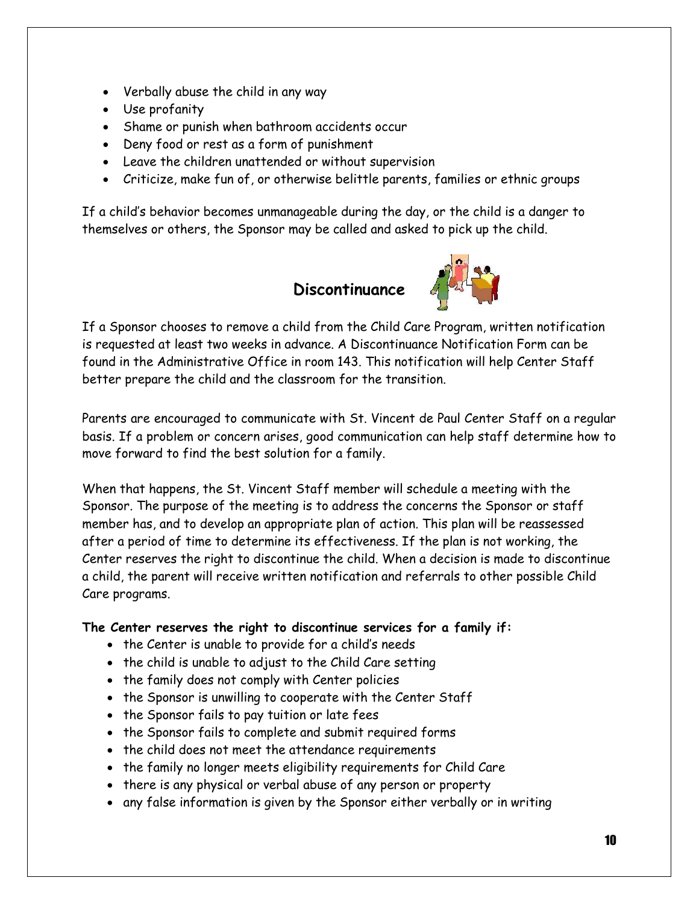- Verbally abuse the child in any way
- Use profanity
- Shame or punish when bathroom accidents occur
- Deny food or rest as a form of punishment
- Leave the children unattended or without supervision
- Criticize, make fun of, or otherwise belittle parents, families or ethnic groups

If a child's behavior becomes unmanageable during the day, or the child is a danger to themselves or others, the Sponsor may be called and asked to pick up the child.

## Discontinuance

If a Sponsor chooses to remove a child from the Child Care Program, written notification is requested at least two weeks in advance. A Discontinuance Notification Form can be found in the Administrative Office in room 143. This notification will help Center Staff better prepare the child and the classroom for the transition.

Parents are encouraged to communicate with St. Vincent de Paul Center Staff on a regular basis. If a problem or concern arises, good communication can help staff determine how to move forward to find the best solution for a family.

When that happens, the St. Vincent Staff member will schedule a meeting with the Sponsor. The purpose of the meeting is to address the concerns the Sponsor or staff member has, and to develop an appropriate plan of action. This plan will be reassessed after a period of time to determine its effectiveness. If the plan is not working, the Center reserves the right to discontinue the child. When a decision is made to discontinue a child, the parent will receive written notification and referrals to other possible Child Care programs.

**The Center reserves the right to discontinue services for a family if:**

- the Center is unable to provide for a child's needs
- the child is unable to adjust to the Child Care setting
- the family does not comply with Center policies
- the Sponsor is unwilling to cooperate with the Center Staff
- the Sponsor fails to pay tuition or late fees
- the Sponsor fails to complete and submit required forms
- the child does not meet the attendance requirements
- the family no longer meets eligibility requirements for Child Care
- there is any physical or verbal abuse of any person or property
- any false information is given by the Sponsor either verbally or in writing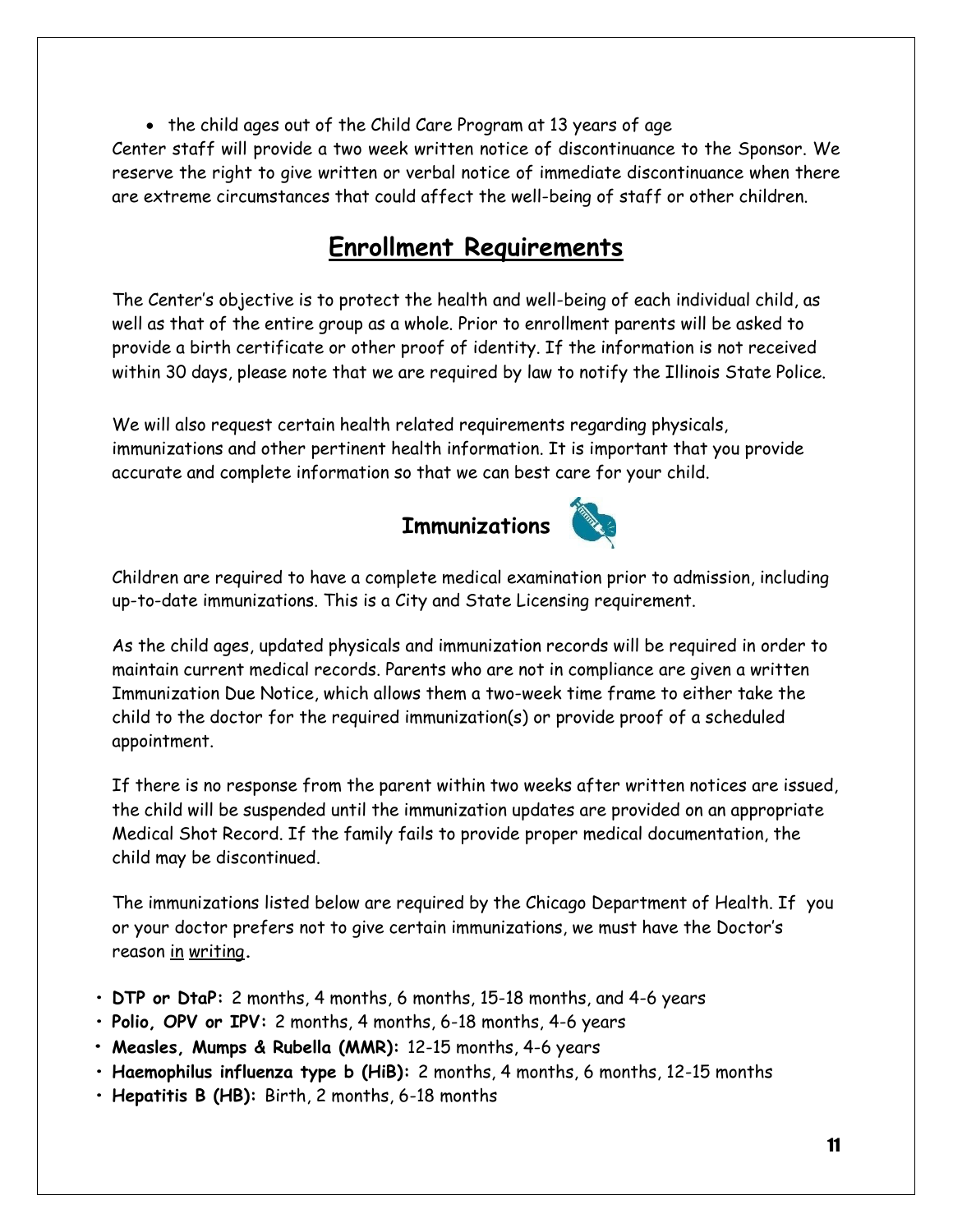- the child ages out of the Child Care Program at 13 years of age

Center staff will provide a two week written notice of discontinuance to the Sponsor. We reserve the right to give written or verbal notice of immediate discontinuance when there are extreme circumstances that could affect the well-being of staff or other children.

## Enrollment Requirements

The Center's objective is to protect the health and well-being of each individual child, as well as that of the entire group as a whole. Prior to enrollment parents will be asked to provide a birth certificate or other proof of identity. If the information is not received within 30 days, please note that we are required by law to notify the Illinois State Police.

We will also request certain health related requirements regarding physicals, immunizations and other pertinent health information. It is important that you provide accurate and complete information so that we can best care for your child.

### Immunizations

Children are required to have a complete medical examination prior to admission, including up-to-date immunizations. This is a City and State Licensing requirement.

As the child ages, updated physicals and immunization records will be required in order to maintain current medical records. Parents who are not in compliance are given a written Immunization Due Notice, which allows them a two-week time frame to either take the child to the doctor for the required immunization(s) or provide proof of a scheduled appointment.

If there is no response from the parent within two weeks after written notices are issued, the child will be suspended until the immunization updates are provided on an appropriate Medical Shot Record. If the family fails to provide proper medical documentation, the child may be discontinued.

The immunizations listed below are required by the Chicago Department of Health. If you or your doctor prefers not to give certain immunizations, we must have the Doctor's reason in writing.

- **DTP or DtaP:** 2 months, 4 months, 6 months, 15-18 months, and 4-6 years
- **Polio, OPV or IPV:** 2 months, 4 months, 6-18 months, 4-6 years
- **Measles, Mumps & Rubella (MMR):** 12-15 months, 4-6 years
- **Haemophilus influenza type b (HiB):** 2 months, 4 months, 6 months, 12-15 months
- **Hepatitis B (HB):** Birth, 2 months, 6-18 months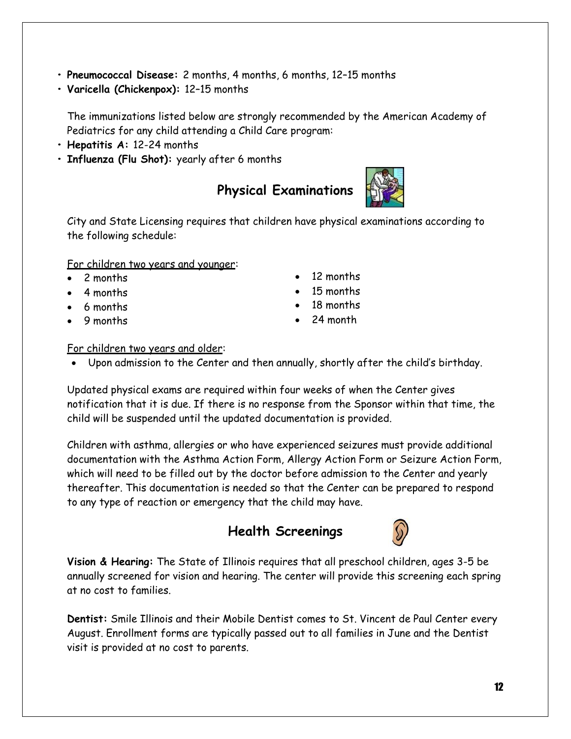- **Pneumococcal Disease:** 2 months, 4 months, 6 months, 12–15 months
- **Varicella (Chickenpox):** 12–15 months

The immunizations listed below are strongly recommended by the American Academy of Pediatrics for any child attending a Child Care program:

- **Hepatitis A:** 12-24 months
- **Influenza (Flu Shot):** yearly after 6 months

## Physical Examinations

City and State Licensing requires that children have physical examinations according to the following schedule:

For children two years and younger:

- 2 months
- 4 months
- 6 months
- 9 months
- 12 months
- 15 months
- 18 months
- 24 month

For children two years and older:

- Upon admission to the Center and then annually, shortly after the child's birthday.

Updated physical exams are required within four weeks of when the Center gives notification that it is due. If there is no response from the Sponsor within that time, the child will be suspended until the updated documentation is provided.

Children with asthma, allergies or who have experienced seizures must provide additional documentation with the Asthma Action Form, Allergy Action Form or Seizure Action Form, which will need to be filled out by the doctor before admission to the Center and yearly thereafter. This documentation is needed so that the Center can be prepared to respond to any type of reaction or emergency that the child may have.

## Health Screenings

**Vision & Hearing:** The State of Illinois requires that all preschool children, ages 3-5 be annually screened for vision and hearing. The center will provide this screening each spring at no cost to families.

**Dentist:** Smile Illinois and their Mobile Dentist comes to St. Vincent de Paul Center every August. Enrollment forms are typically passed out to all families in June and the Dentist visit is provided at no cost to parents.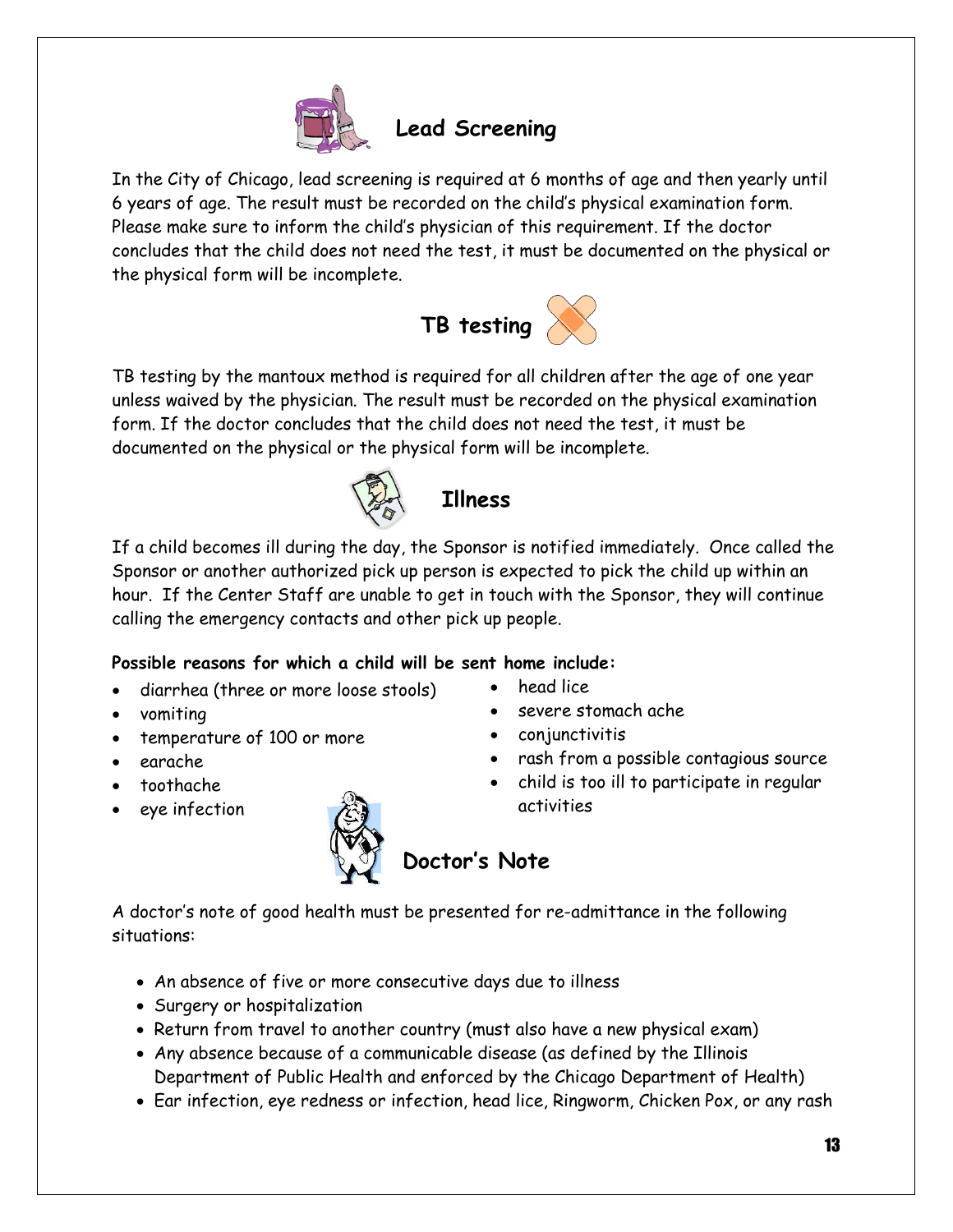## Lead Screening

In the City of Chicago, lead screening is required at 6 months of age and then yearly until 6 years of age. The result must be recorded on the child's physical examination form. Please make sure to inform the child's physician of this requirement. If the doctor concludes that the child does not need the test, it must be documented on the physical or the physical form will be incomplete.

## TB testing

TB testing by the mantoux method is required for all children after the age of one year unless waived by the physician. The result must be recorded on the physical examination form. If the doctor concludes that the child does not need the test, it must be documented on the physical or the physical form will be incomplete.

## Illness

If a child becomes ill during the day, the Sponsor is notified immediately. Once called the Sponsor or another authorized pick up person is expected to pick the child up within an hour. If the Center Staff are unable to get in touch with the Sponsor, they will continue calling the emergency contacts and other pick up people.

**Possible reasons for which a child will be sent home include:**

- diarrhea (three or more loose stools)
- vomiting
- temperature of 100 or more
- earache
- toothache
- eye infection
- head lice
- severe stomach ache
- conjunctivitis
- rash from a possible contagious source
- child is too ill to participate in regular activities

## Doctor's Note

A doctor's note of good health must be presented for re-admittance in the following situations:

- An absence of five or more consecutive days due to illness
- Surgery or hospitalization
- Return from travel to another country (must also have a new physical exam)
- Any absence because of a communicable disease (as defined by the Illinois Department of Public Health and enforced by the Chicago Department of Health)
- Ear infection, eye redness or infection, head lice, Ringworm, Chicken Pox, or any rash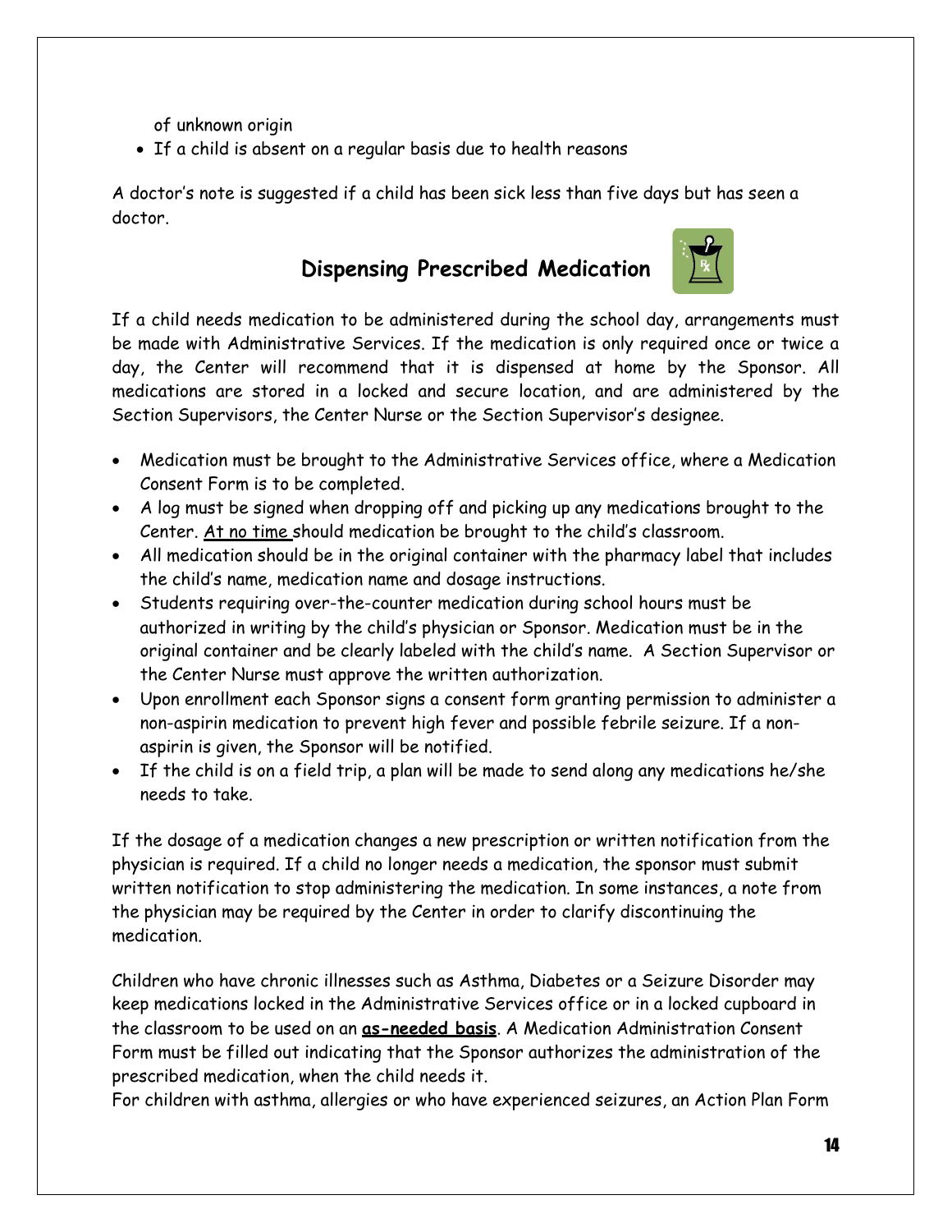of unknown origin

- If a child is absent on a regular basis due to health reasons

A doctor's note is suggested if a child has been sick less than five days but has seen a doctor.

## Dispensing Prescribed Medication

If a child needs medication to be administered during the school day, arrangements must be made with Administrative Services. If the medication is only required once or twice a day, the Center will recommend that it is dispensed at home by the Sponsor. All medications are stored in a locked and secure location, and are administered by the Section Supervisors, the Center Nurse or the Section Supervisor's designee.

- Medication must be brought to the Administrative Services office, where a Medication Consent Form is to be completed.
- A log must be signed when dropping off and picking up any medications brought to the Center. At no time should medication be brought to the child's classroom.
- All medication should be in the original container with the pharmacy label that includes the child's name, medication name and dosage instructions.
- Students requiring over-the-counter medication during school hours must be authorized in writing by the child's physician or Sponsor. Medication must be in the original container and be clearly labeled with the child's name. A Section Supervisor or the Center Nurse must approve the written authorization.
- Upon enrollment each Sponsor signs a consent form granting permission to administer a non-aspirin medication to prevent high fever and possible febrile seizure. If a non-aspirin is given, the Sponsor will be notified.
- If the child is on a field trip, a plan will be made to send along any medications he/she needs to take.

If the dosage of a medication changes a new prescription or written notification from the physician is required. If a child no longer needs a medication, the sponsor must submit written notification to stop administering the medication. In some instances, a note from the physician may be required by the Center in order to clarify discontinuing the medication.

Children who have chronic illnesses such as Asthma, Diabetes or a Seizure Disorder may keep medications locked in the Administrative Services office or in a locked cupboard in the classroom to be used on an **as-needed basis**. A Medication Administration Consent Form must be filled out indicating that the Sponsor authorizes the administration of the prescribed medication, when the child needs it.
For children with asthma, allergies or who have experienced seizures, an Action Plan Form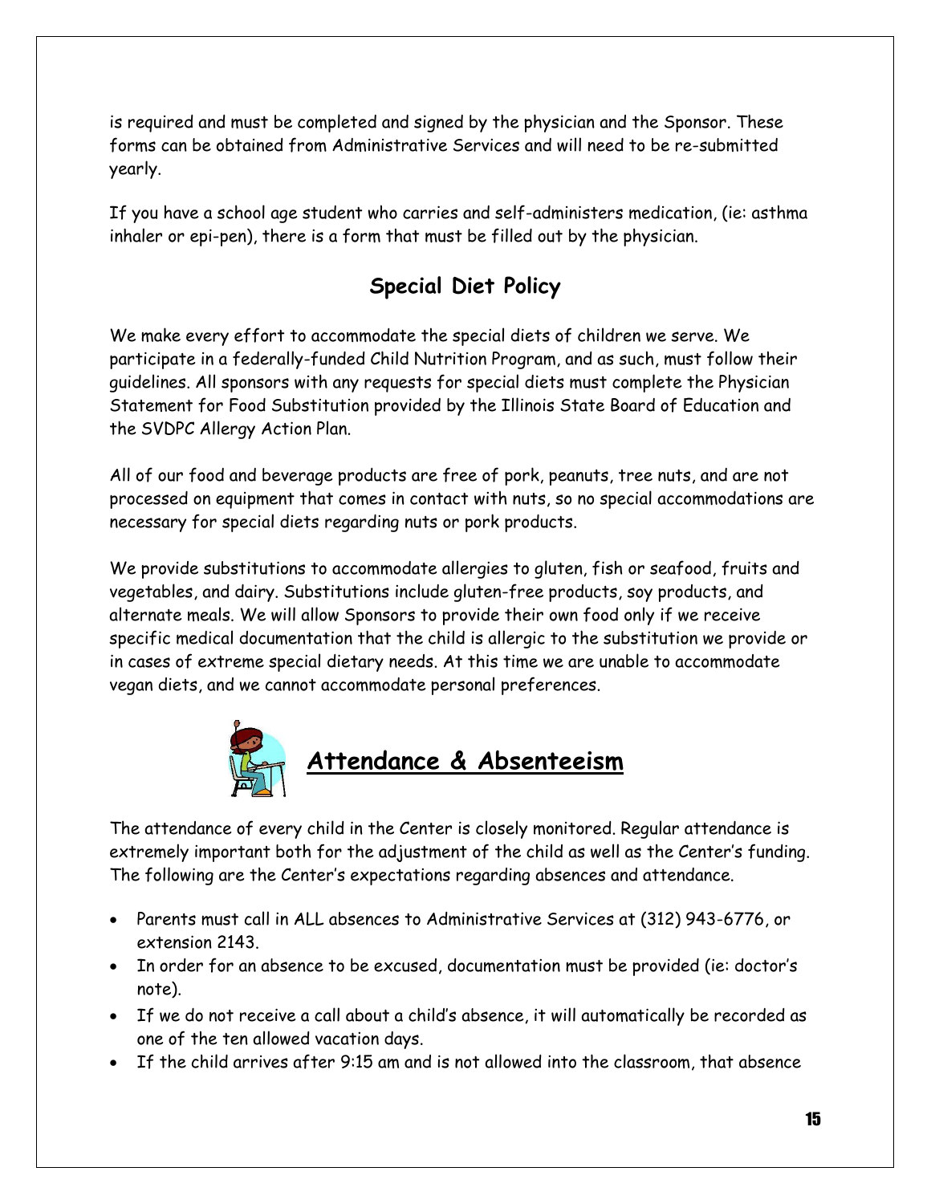is required and must be completed and signed by the physician and the Sponsor. These forms can be obtained from Administrative Services and will need to be re-submitted yearly.

If you have a school age student who carries and self-administers medication, (ie: asthma inhaler or epi-pen), there is a form that must be filled out by the physician.

## Special Diet Policy

We make every effort to accommodate the special diets of children we serve. We participate in a federally-funded Child Nutrition Program, and as such, must follow their guidelines. All sponsors with any requests for special diets must complete the Physician Statement for Food Substitution provided by the Illinois State Board of Education and the SVDPC Allergy Action Plan.

All of our food and beverage products are free of pork, peanuts, tree nuts, and are not processed on equipment that comes in contact with nuts, so no special accommodations are necessary for special diets regarding nuts or pork products.

We provide substitutions to accommodate allergies to gluten, fish or seafood, fruits and vegetables, and dairy. Substitutions include gluten-free products, soy products, and alternate meals. We will allow Sponsors to provide their own food only if we receive specific medical documentation that the child is allergic to the substitution we provide or in cases of extreme special dietary needs. At this time we are unable to accommodate vegan diets, and we cannot accommodate personal preferences.

## Attendance & Absenteeism

The attendance of every child in the Center is closely monitored. Regular attendance is extremely important both for the adjustment of the child as well as the Center's funding. The following are the Center's expectations regarding absences and attendance.

- Parents must call in ALL absences to Administrative Services at (312) 943-6776, or extension 2143.
- In order for an absence to be excused, documentation must be provided (ie: doctor's note).
- If we do not receive a call about a child's absence, it will automatically be recorded as one of the ten allowed vacation days.
- If the child arrives after 9:15 am and is not allowed into the classroom, that absence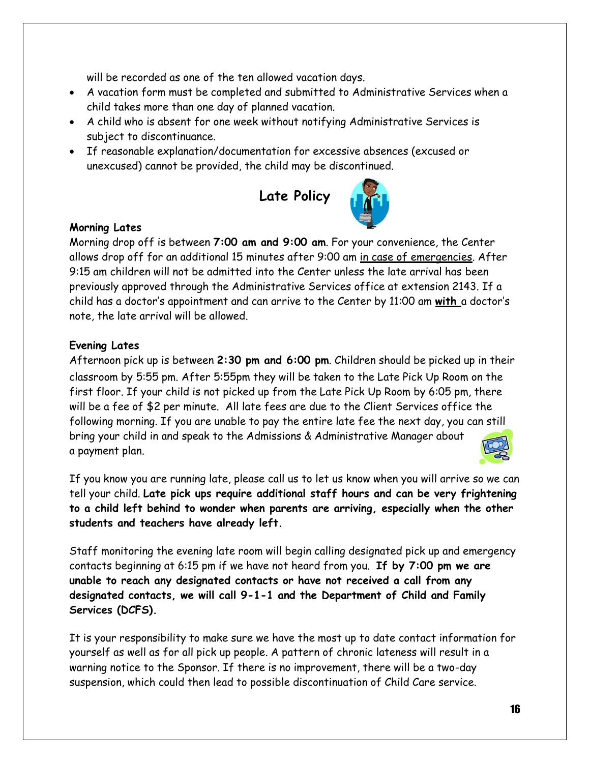will be recorded as one of the ten allowed vacation days.

- A vacation form must be completed and submitted to Administrative Services when a child takes more than one day of planned vacation.
- A child who is absent for one week without notifying Administrative Services is subject to discontinuance.
- If reasonable explanation/documentation for excessive absences (excused or unexcused) cannot be provided, the child may be discontinued.

## Late Policy

**Morning Lates**

Morning drop off is between **7:00 am and 9:00 am**. For your convenience, the Center allows drop off for an additional 15 minutes after 9:00 am <u>in case of emergencies</u>. After 9:15 am children will not be admitted into the Center unless the late arrival has been previously approved through the Administrative Services office at extension 2143. If a child has a doctor's appointment and can arrive to the Center by 11:00 am **<u>with</u>** a doctor's note, the late arrival will be allowed.

**Evening Lates**

Afternoon pick up is between **2:30 pm and 6:00 pm**. Children should be picked up in their classroom by 5:55 pm. After 5:55pm they will be taken to the Late Pick Up Room on the first floor. If your child is not picked up from the Late Pick Up Room by 6:05 pm, there will be a fee of $2 per minute. All late fees are due to the Client Services office the following morning. If you are unable to pay the entire late fee the next day, you can still bring your child in and speak to the Admissions & Administrative Manager about a payment plan.

If you know you are running late, please call us to let us know when you will arrive so we can tell your child. **Late pick ups require additional staff hours and can be very frightening to a child left behind to wonder when parents are arriving, especially when the other students and teachers have already left.**

Staff monitoring the evening late room will begin calling designated pick up and emergency contacts beginning at 6:15 pm if we have not heard from you. **If by 7:00 pm we are unable to reach any designated contacts or have not received a call from any designated contacts, we will call 9-1-1 and the Department of Child and Family Services (DCFS).**

It is your responsibility to make sure we have the most up to date contact information for yourself as well as for all pick up people. A pattern of chronic lateness will result in a warning notice to the Sponsor. If there is no improvement, there will be a two-day suspension, which could then lead to possible discontinuation of Child Care service.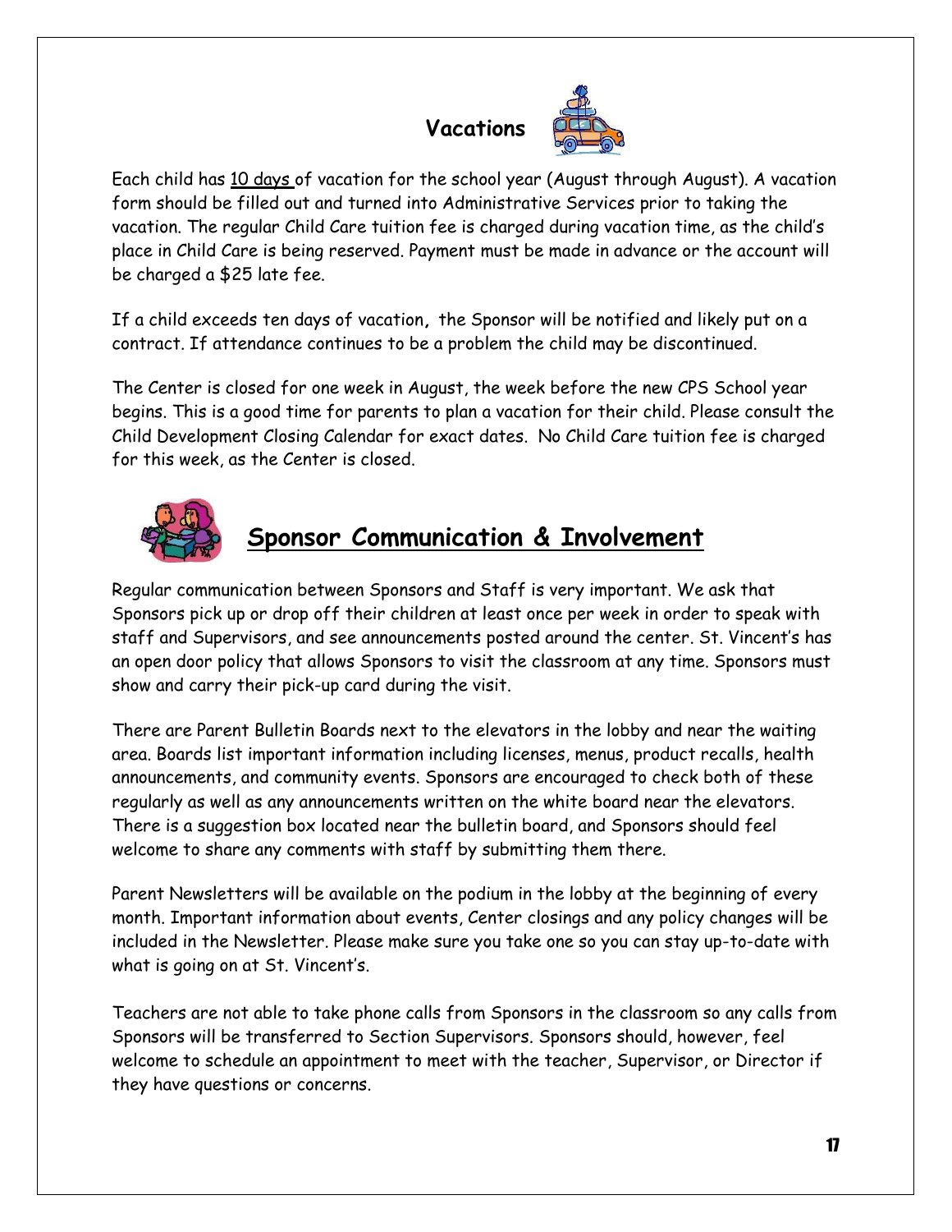## Vacations

Each child has 10 days of vacation for the school year (August through August). A vacation form should be filled out and turned into Administrative Services prior to taking the vacation. The regular Child Care tuition fee is charged during vacation time, as the child's place in Child Care is being reserved. Payment must be made in advance or the account will be charged a $25 late fee.

If a child exceeds ten days of vacation, the Sponsor will be notified and likely put on a contract. If attendance continues to be a problem the child may be discontinued.

The Center is closed for one week in August, the week before the new CPS School year begins. This is a good time for parents to plan a vacation for their child. Please consult the Child Development Closing Calendar for exact dates. No Child Care tuition fee is charged for this week, as the Center is closed.

## Sponsor Communication & Involvement

Regular communication between Sponsors and Staff is very important. We ask that Sponsors pick up or drop off their children at least once per week in order to speak with staff and Supervisors, and see announcements posted around the center. St. Vincent's has an open door policy that allows Sponsors to visit the classroom at any time. Sponsors must show and carry their pick-up card during the visit.

There are Parent Bulletin Boards next to the elevators in the lobby and near the waiting area. Boards list important information including licenses, menus, product recalls, health announcements, and community events. Sponsors are encouraged to check both of these regularly as well as any announcements written on the white board near the elevators. There is a suggestion box located near the bulletin board, and Sponsors should feel welcome to share any comments with staff by submitting them there.

Parent Newsletters will be available on the podium in the lobby at the beginning of every month. Important information about events, Center closings and any policy changes will be included in the Newsletter. Please make sure you take one so you can stay up-to-date with what is going on at St. Vincent's.

Teachers are not able to take phone calls from Sponsors in the classroom so any calls from Sponsors will be transferred to Section Supervisors. Sponsors should, however, feel welcome to schedule an appointment to meet with the teacher, Supervisor, or Director if they have questions or concerns.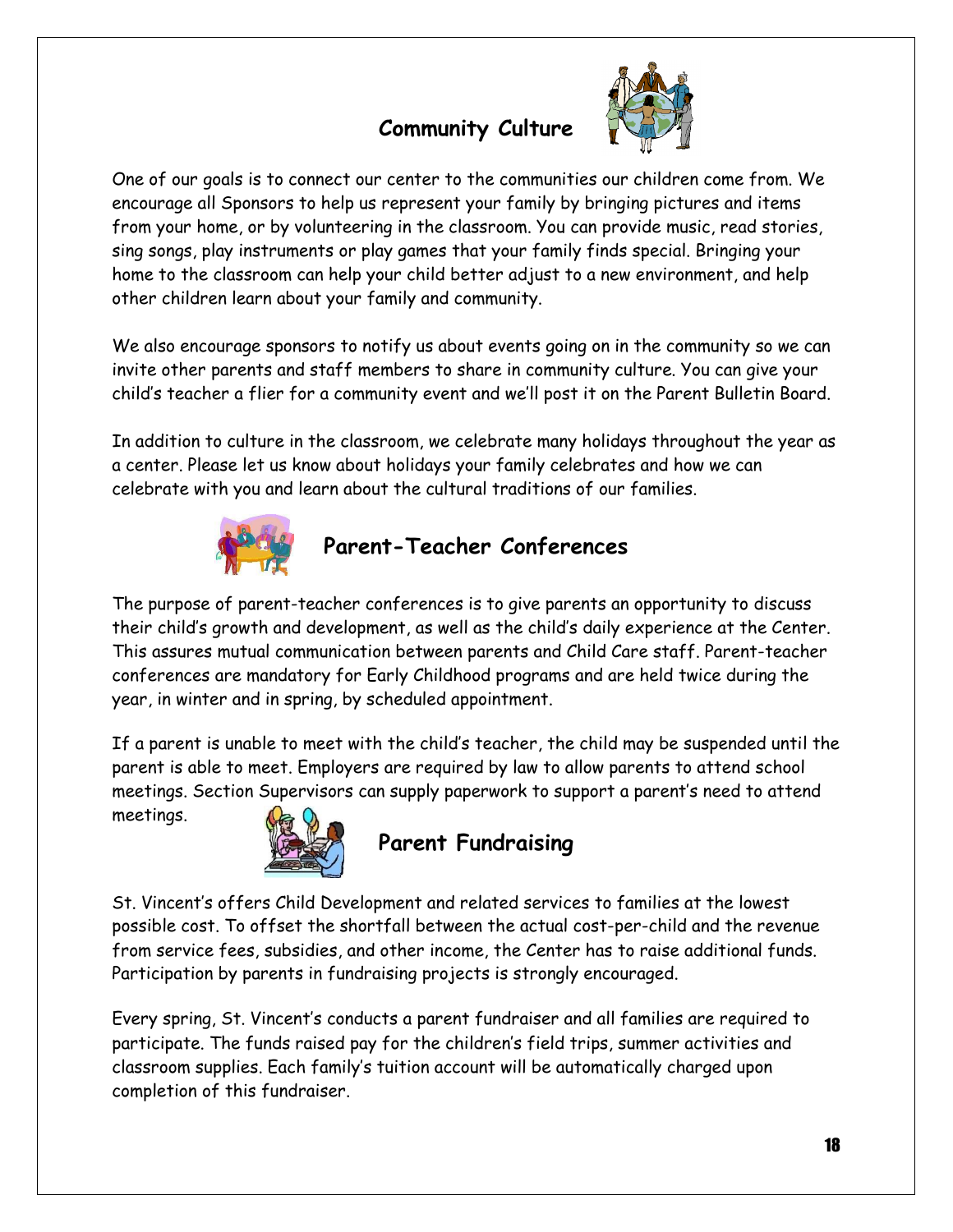## Community Culture

One of our goals is to connect our center to the communities our children come from. We encourage all Sponsors to help us represent your family by bringing pictures and items from your home, or by volunteering in the classroom. You can provide music, read stories, sing songs, play instruments or play games that your family finds special. Bringing your home to the classroom can help your child better adjust to a new environment, and help other children learn about your family and community.

We also encourage sponsors to notify us about events going on in the community so we can invite other parents and staff members to share in community culture. You can give your child's teacher a flier for a community event and we'll post it on the Parent Bulletin Board.

In addition to culture in the classroom, we celebrate many holidays throughout the year as a center. Please let us know about holidays your family celebrates and how we can celebrate with you and learn about the cultural traditions of our families.

## Parent-Teacher Conferences

The purpose of parent-teacher conferences is to give parents an opportunity to discuss their child's growth and development, as well as the child's daily experience at the Center. This assures mutual communication between parents and Child Care staff. Parent-teacher conferences are mandatory for Early Childhood programs and are held twice during the year, in winter and in spring, by scheduled appointment.

If a parent is unable to meet with the child's teacher, the child may be suspended until the parent is able to meet. Employers are required by law to allow parents to attend school meetings. Section Supervisors can supply paperwork to support a parent's need to attend meetings.

## Parent Fundraising

St. Vincent's offers Child Development and related services to families at the lowest possible cost. To offset the shortfall between the actual cost-per-child and the revenue from service fees, subsidies, and other income, the Center has to raise additional funds. Participation by parents in fundraising projects is strongly encouraged.

Every spring, St. Vincent's conducts a parent fundraiser and all families are required to participate. The funds raised pay for the children's field trips, summer activities and classroom supplies. Each family's tuition account will be automatically charged upon completion of this fundraiser.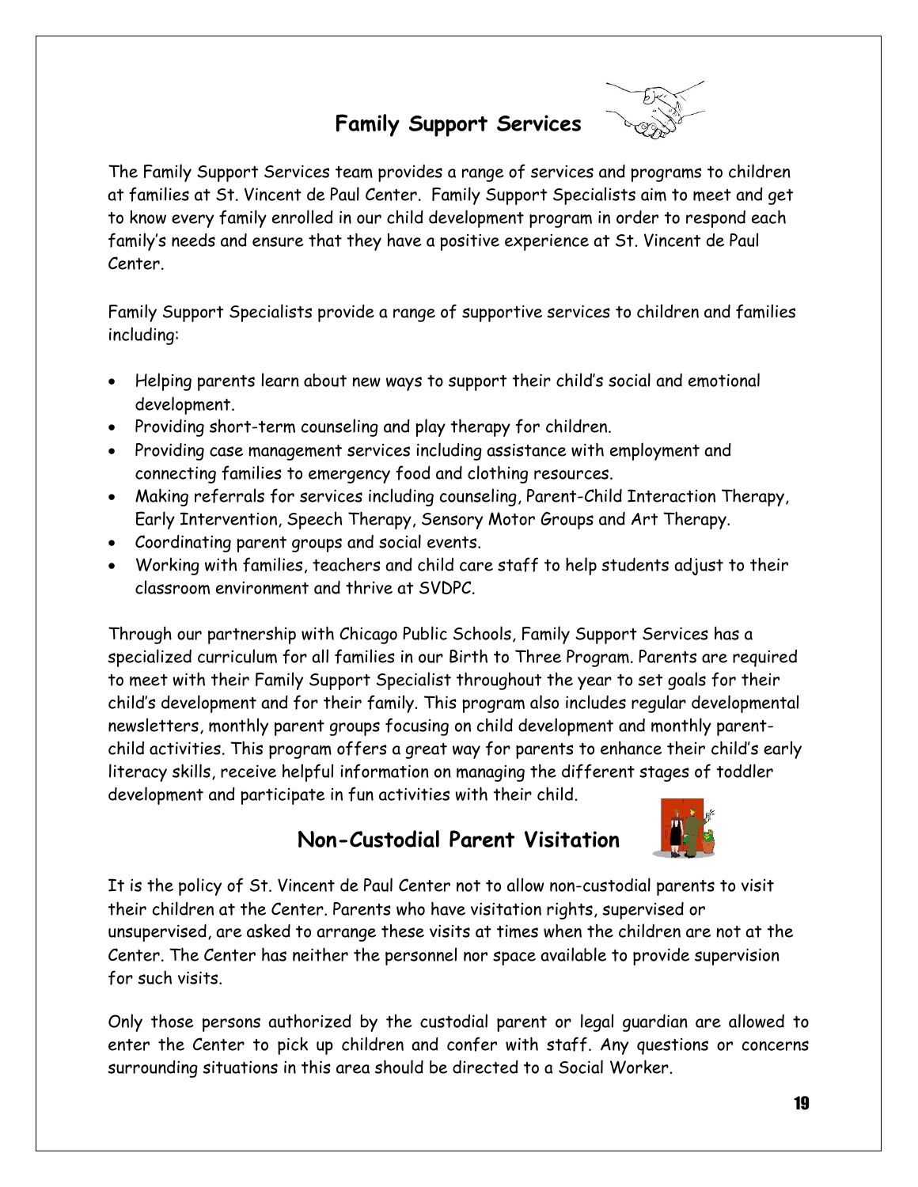## Family Support Services

The Family Support Services team provides a range of services and programs to children at families at St. Vincent de Paul Center. Family Support Specialists aim to meet and get to know every family enrolled in our child development program in order to respond each family's needs and ensure that they have a positive experience at St. Vincent de Paul Center.

Family Support Specialists provide a range of supportive services to children and families including:

- Helping parents learn about new ways to support their child's social and emotional development.
- Providing short-term counseling and play therapy for children.
- Providing case management services including assistance with employment and connecting families to emergency food and clothing resources.
- Making referrals for services including counseling, Parent-Child Interaction Therapy, Early Intervention, Speech Therapy, Sensory Motor Groups and Art Therapy.
- Coordinating parent groups and social events.
- Working with families, teachers and child care staff to help students adjust to their classroom environment and thrive at SVDPC.

Through our partnership with Chicago Public Schools, Family Support Services has a specialized curriculum for all families in our Birth to Three Program. Parents are required to meet with their Family Support Specialist throughout the year to set goals for their child's development and for their family. This program also includes regular developmental newsletters, monthly parent groups focusing on child development and monthly parent-child activities. This program offers a great way for parents to enhance their child's early literacy skills, receive helpful information on managing the different stages of toddler development and participate in fun activities with their child.

## Non-Custodial Parent Visitation

It is the policy of St. Vincent de Paul Center not to allow non-custodial parents to visit their children at the Center. Parents who have visitation rights, supervised or unsupervised, are asked to arrange these visits at times when the children are not at the Center. The Center has neither the personnel nor space available to provide supervision for such visits.

Only those persons authorized by the custodial parent or legal guardian are allowed to enter the Center to pick up children and confer with staff. Any questions or concerns surrounding situations in this area should be directed to a Social Worker.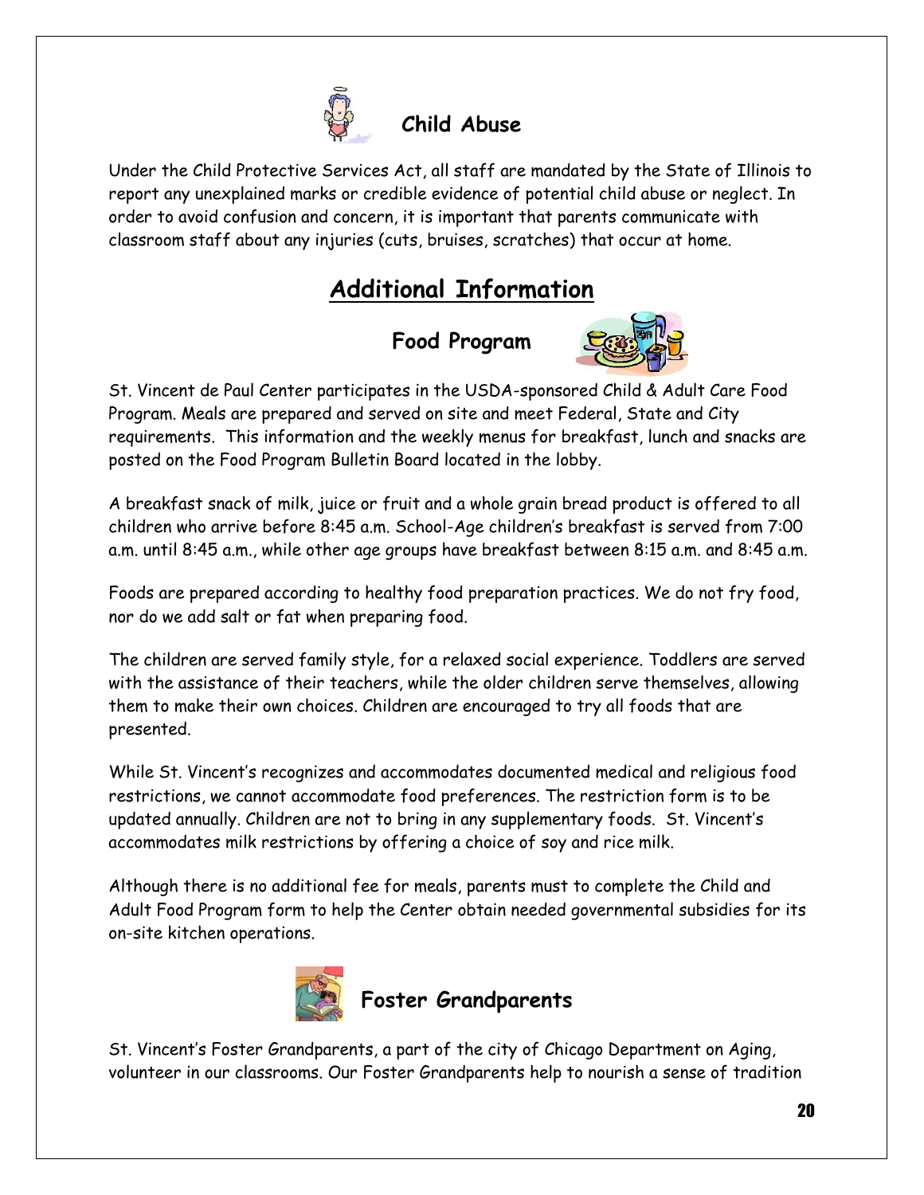### Child Abuse

Under the Child Protective Services Act, all staff are mandated by the State of Illinois to report any unexplained marks or credible evidence of potential child abuse or neglect. In order to avoid confusion and concern, it is important that parents communicate with classroom staff about any injuries (cuts, bruises, scratches) that occur at home.

## Additional Information

### Food Program

St. Vincent de Paul Center participates in the USDA-sponsored Child & Adult Care Food Program. Meals are prepared and served on site and meet Federal, State and City requirements. This information and the weekly menus for breakfast, lunch and snacks are posted on the Food Program Bulletin Board located in the lobby.

A breakfast snack of milk, juice or fruit and a whole grain bread product is offered to all children who arrive before 8:45 a.m. School-Age children's breakfast is served from 7:00 a.m. until 8:45 a.m., while other age groups have breakfast between 8:15 a.m. and 8:45 a.m.

Foods are prepared according to healthy food preparation practices. We do not fry food, nor do we add salt or fat when preparing food.

The children are served family style, for a relaxed social experience. Toddlers are served with the assistance of their teachers, while the older children serve themselves, allowing them to make their own choices. Children are encouraged to try all foods that are presented.

While St. Vincent's recognizes and accommodates documented medical and religious food restrictions, we cannot accommodate food preferences. The restriction form is to be updated annually. Children are not to bring in any supplementary foods. St. Vincent's accommodates milk restrictions by offering a choice of soy and rice milk.

Although there is no additional fee for meals, parents must to complete the Child and Adult Food Program form to help the Center obtain needed governmental subsidies for its on-site kitchen operations.

### Foster Grandparents

St. Vincent's Foster Grandparents, a part of the city of Chicago Department on Aging, volunteer in our classrooms. Our Foster Grandparents help to nourish a sense of tradition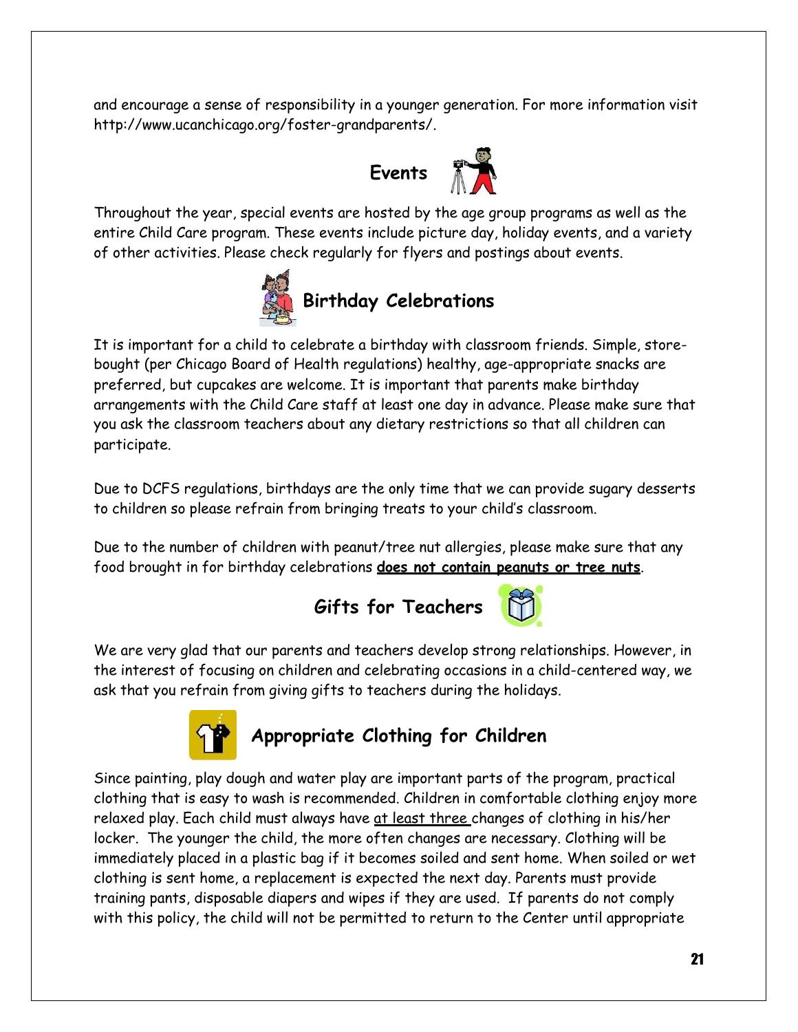and encourage a sense of responsibility in a younger generation. For more information visit http://www.ucanchicago.org/foster-grandparents/.

## Events

Throughout the year, special events are hosted by the age group programs as well as the entire Child Care program. These events include picture day, holiday events, and a variety of other activities. Please check regularly for flyers and postings about events.

## Birthday Celebrations

It is important for a child to celebrate a birthday with classroom friends. Simple, store-bought (per Chicago Board of Health regulations) healthy, age-appropriate snacks are preferred, but cupcakes are welcome. It is important that parents make birthday arrangements with the Child Care staff at least one day in advance. Please make sure that you ask the classroom teachers about any dietary restrictions so that all children can participate.

Due to DCFS regulations, birthdays are the only time that we can provide sugary desserts to children so please refrain from bringing treats to your child's classroom.

Due to the number of children with peanut/tree nut allergies, please make sure that any food brought in for birthday celebrations **does not contain peanuts or tree nuts**.

## Gifts for Teachers

We are very glad that our parents and teachers develop strong relationships. However, in the interest of focusing on children and celebrating occasions in a child-centered way, we ask that you refrain from giving gifts to teachers during the holidays.

## Appropriate Clothing for Children

Since painting, play dough and water play are important parts of the program, practical clothing that is easy to wash is recommended. Children in comfortable clothing enjoy more relaxed play. Each child must always have at least three changes of clothing in his/her locker. The younger the child, the more often changes are necessary. Clothing will be immediately placed in a plastic bag if it becomes soiled and sent home. When soiled or wet clothing is sent home, a replacement is expected the next day. Parents must provide training pants, disposable diapers and wipes if they are used. If parents do not comply with this policy, the child will not be permitted to return to the Center until appropriate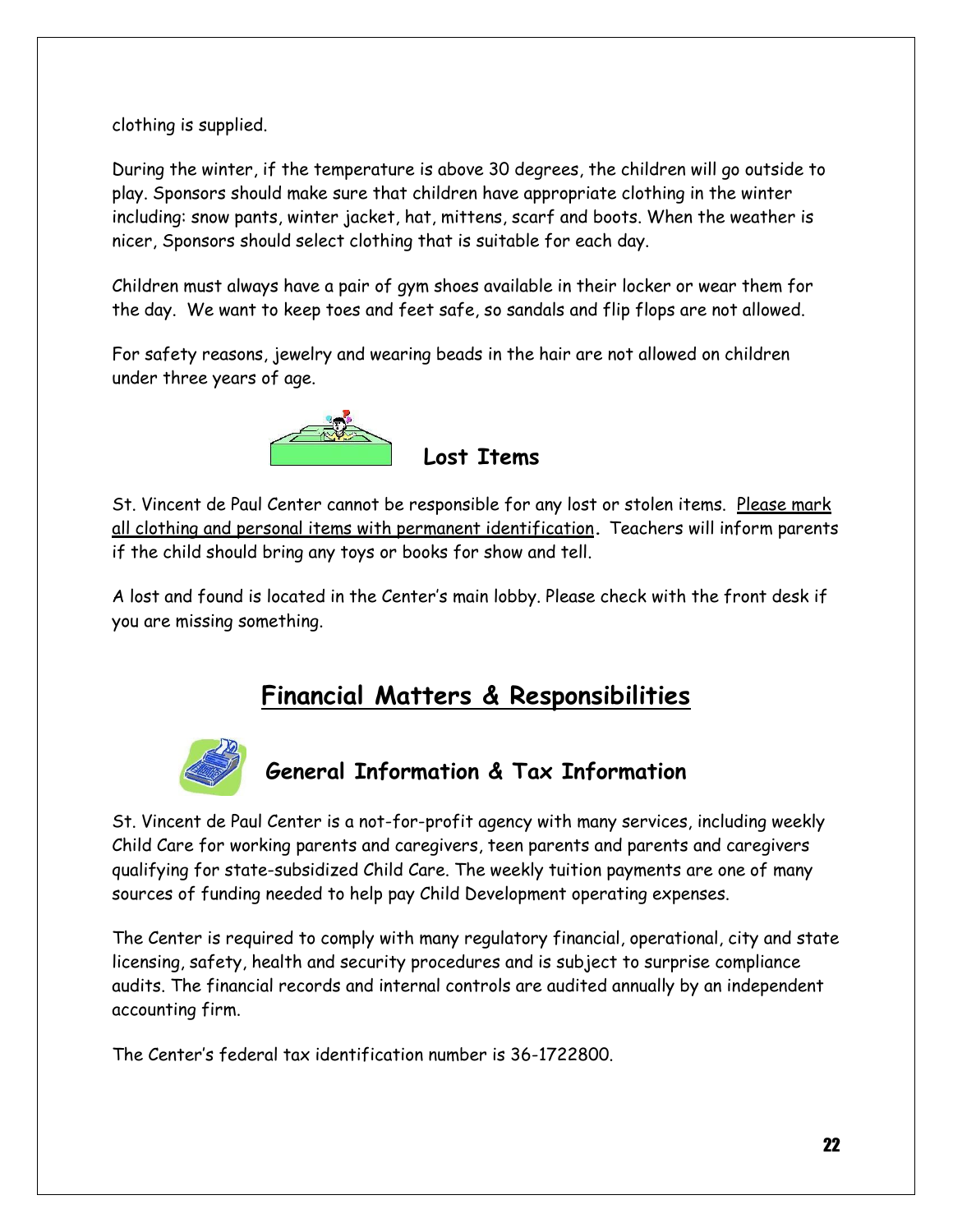clothing is supplied.

During the winter, if the temperature is above 30 degrees, the children will go outside to play. Sponsors should make sure that children have appropriate clothing in the winter including: snow pants, winter jacket, hat, mittens, scarf and boots. When the weather is nicer, Sponsors should select clothing that is suitable for each day.

Children must always have a pair of gym shoes available in their locker or wear them for the day. We want to keep toes and feet safe, so sandals and flip flops are not allowed.

For safety reasons, jewelry and wearing beads in the hair are not allowed on children under three years of age.

### Lost Items

St. Vincent de Paul Center cannot be responsible for any lost or stolen items. Please mark all clothing and personal items with permanent identification. Teachers will inform parents if the child should bring any toys or books for show and tell.

A lost and found is located in the Center's main lobby. Please check with the front desk if you are missing something.

## Financial Matters & Responsibilities

### General Information & Tax Information

St. Vincent de Paul Center is a not-for-profit agency with many services, including weekly Child Care for working parents and caregivers, teen parents and parents and caregivers qualifying for state-subsidized Child Care. The weekly tuition payments are one of many sources of funding needed to help pay Child Development operating expenses.

The Center is required to comply with many regulatory financial, operational, city and state licensing, safety, health and security procedures and is subject to surprise compliance audits. The financial records and internal controls are audited annually by an independent accounting firm.

The Center's federal tax identification number is 36-1722800.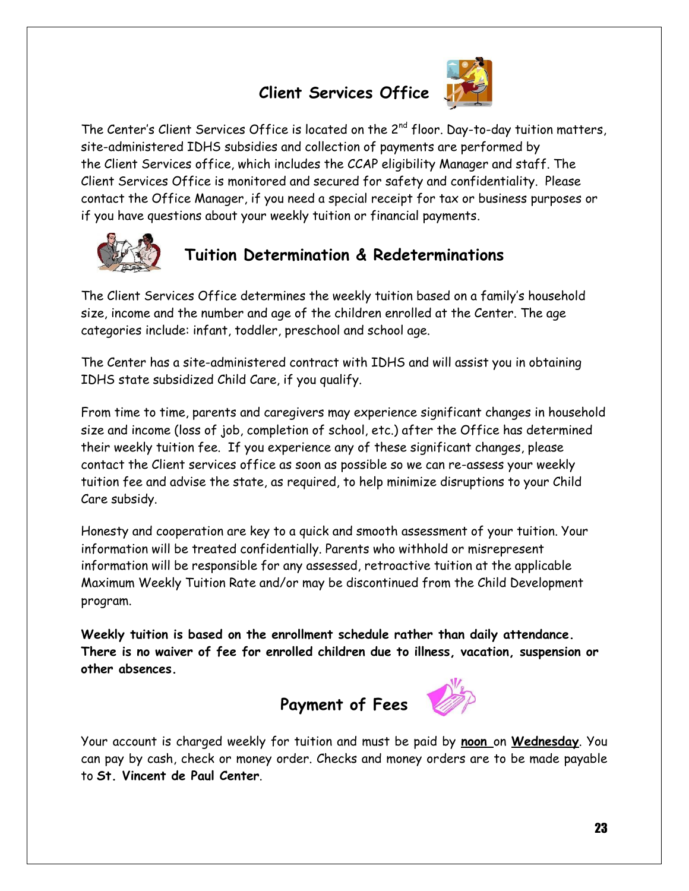## Client Services Office

The Center's Client Services Office is located on the 2nd floor. Day-to-day tuition matters, site-administered IDHS subsidies and collection of payments are performed by the Client Services office, which includes the CCAP eligibility Manager and staff. The Client Services Office is monitored and secured for safety and confidentiality. Please contact the Office Manager, if you need a special receipt for tax or business purposes or if you have questions about your weekly tuition or financial payments.

## Tuition Determination & Redeterminations

The Client Services Office determines the weekly tuition based on a family's household size, income and the number and age of the children enrolled at the Center. The age categories include: infant, toddler, preschool and school age.

The Center has a site-administered contract with IDHS and will assist you in obtaining IDHS state subsidized Child Care, if you qualify.

From time to time, parents and caregivers may experience significant changes in household size and income (loss of job, completion of school, etc.) after the Office has determined their weekly tuition fee. If you experience any of these significant changes, please contact the Client services office as soon as possible so we can re-assess your weekly tuition fee and advise the state, as required, to help minimize disruptions to your Child Care subsidy.

Honesty and cooperation are key to a quick and smooth assessment of your tuition. Your information will be treated confidentially. Parents who withhold or misrepresent information will be responsible for any assessed, retroactive tuition at the applicable Maximum Weekly Tuition Rate and/or may be discontinued from the Child Development program.

**Weekly tuition is based on the enrollment schedule rather than daily attendance. There is no waiver of fee for enrolled children due to illness, vacation, suspension or other absences.**

## Payment of Fees

Your account is charged weekly for tuition and must be paid by **noon** on **Wednesday**. You can pay by cash, check or money order. Checks and money orders are to be made payable to **St. Vincent de Paul Center**.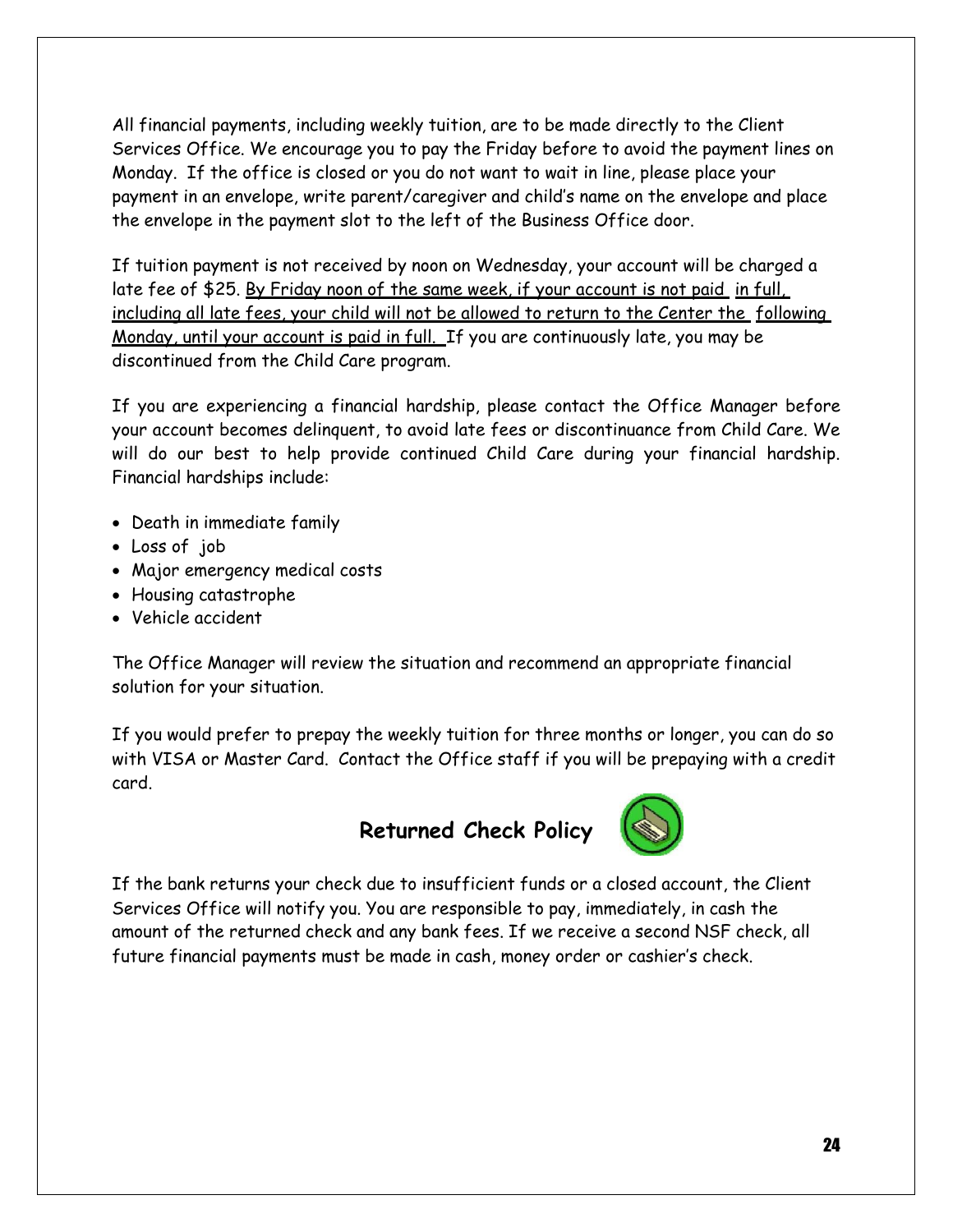All financial payments, including weekly tuition, are to be made directly to the Client Services Office. We encourage you to pay the Friday before to avoid the payment lines on Monday. If the office is closed or you do not want to wait in line, please place your payment in an envelope, write parent/caregiver and child's name on the envelope and place the envelope in the payment slot to the left of the Business Office door.

If tuition payment is not received by noon on Wednesday, your account will be charged a late fee of $25. <u>By Friday noon of the same week, if your account is not paid in full, including all late fees, your child will not be allowed to return to the Center the following Monday, until your account is paid in full.</u> If you are continuously late, you may be discontinued from the Child Care program.

If you are experiencing a financial hardship, please contact the Office Manager before your account becomes delinquent, to avoid late fees or discontinuance from Child Care. We will do our best to help provide continued Child Care during your financial hardship. Financial hardships include:

- Death in immediate family
- Loss of job
- Major emergency medical costs
- Housing catastrophe
- Vehicle accident

The Office Manager will review the situation and recommend an appropriate financial solution for your situation.

If you would prefer to prepay the weekly tuition for three months or longer, you can do so with VISA or Master Card. Contact the Office staff if you will be prepaying with a credit card.

## Returned Check Policy

If the bank returns your check due to insufficient funds or a closed account, the Client Services Office will notify you. You are responsible to pay, immediately, in cash the amount of the returned check and any bank fees. If we receive a second NSF check, all future financial payments must be made in cash, money order or cashier's check.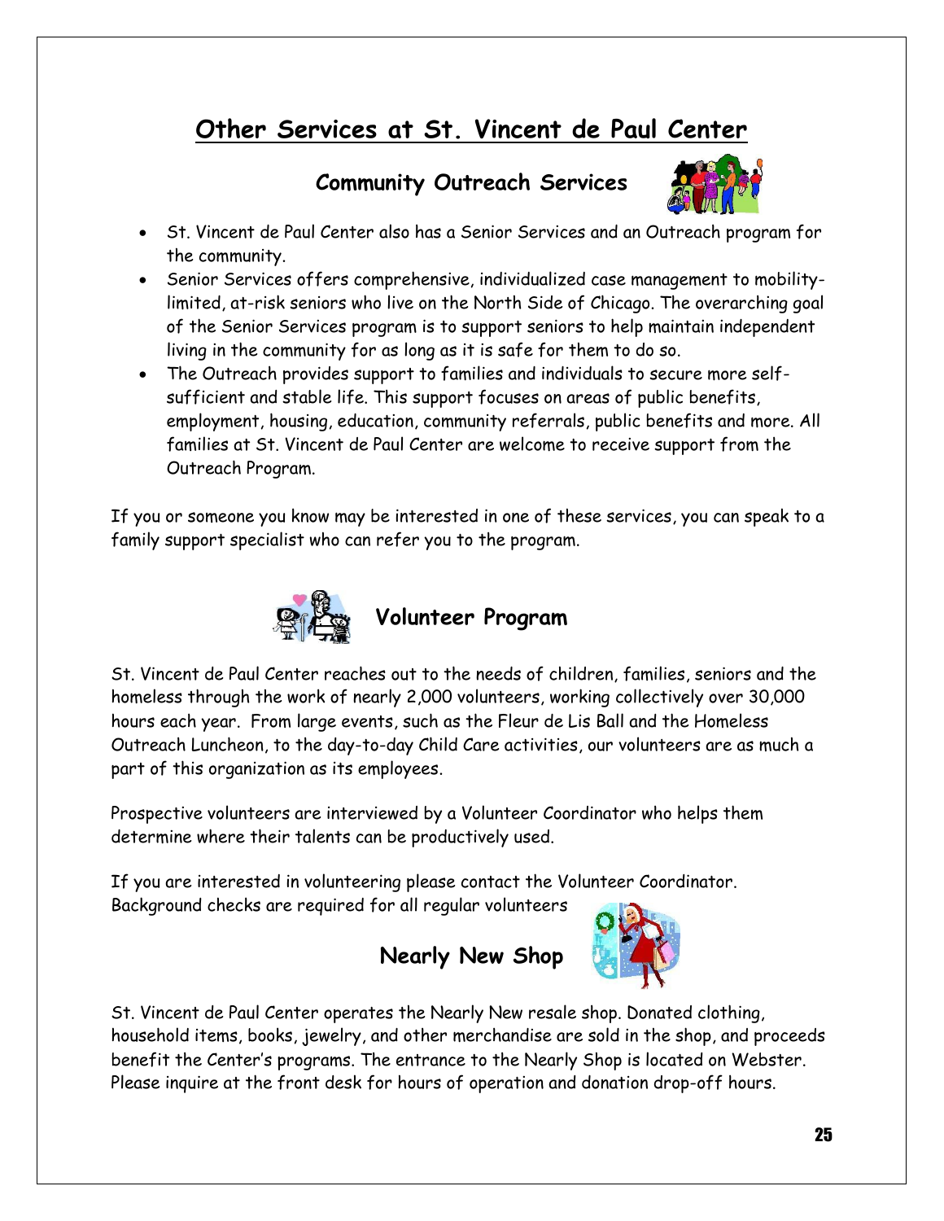# Other Services at St. Vincent de Paul Center

## Community Outreach Services

- St. Vincent de Paul Center also has a Senior Services and an Outreach program for the community.
- Senior Services offers comprehensive, individualized case management to mobility-limited, at-risk seniors who live on the North Side of Chicago. The overarching goal of the Senior Services program is to support seniors to help maintain independent living in the community for as long as it is safe for them to do so.
- The Outreach provides support to families and individuals to secure more self-sufficient and stable life. This support focuses on areas of public benefits, employment, housing, education, community referrals, public benefits and more. All families at St. Vincent de Paul Center are welcome to receive support from the Outreach Program.

If you or someone you know may be interested in one of these services, you can speak to a family support specialist who can refer you to the program.

## Volunteer Program

St. Vincent de Paul Center reaches out to the needs of children, families, seniors and the homeless through the work of nearly 2,000 volunteers, working collectively over 30,000 hours each year. From large events, such as the Fleur de Lis Ball and the Homeless Outreach Luncheon, to the day-to-day Child Care activities, our volunteers are as much a part of this organization as its employees.

Prospective volunteers are interviewed by a Volunteer Coordinator who helps them determine where their talents can be productively used.

If you are interested in volunteering please contact the Volunteer Coordinator. Background checks are required for all regular volunteers

## Nearly New Shop

St. Vincent de Paul Center operates the Nearly New resale shop. Donated clothing, household items, books, jewelry, and other merchandise are sold in the shop, and proceeds benefit the Center's programs. The entrance to the Nearly Shop is located on Webster. Please inquire at the front desk for hours of operation and donation drop-off hours.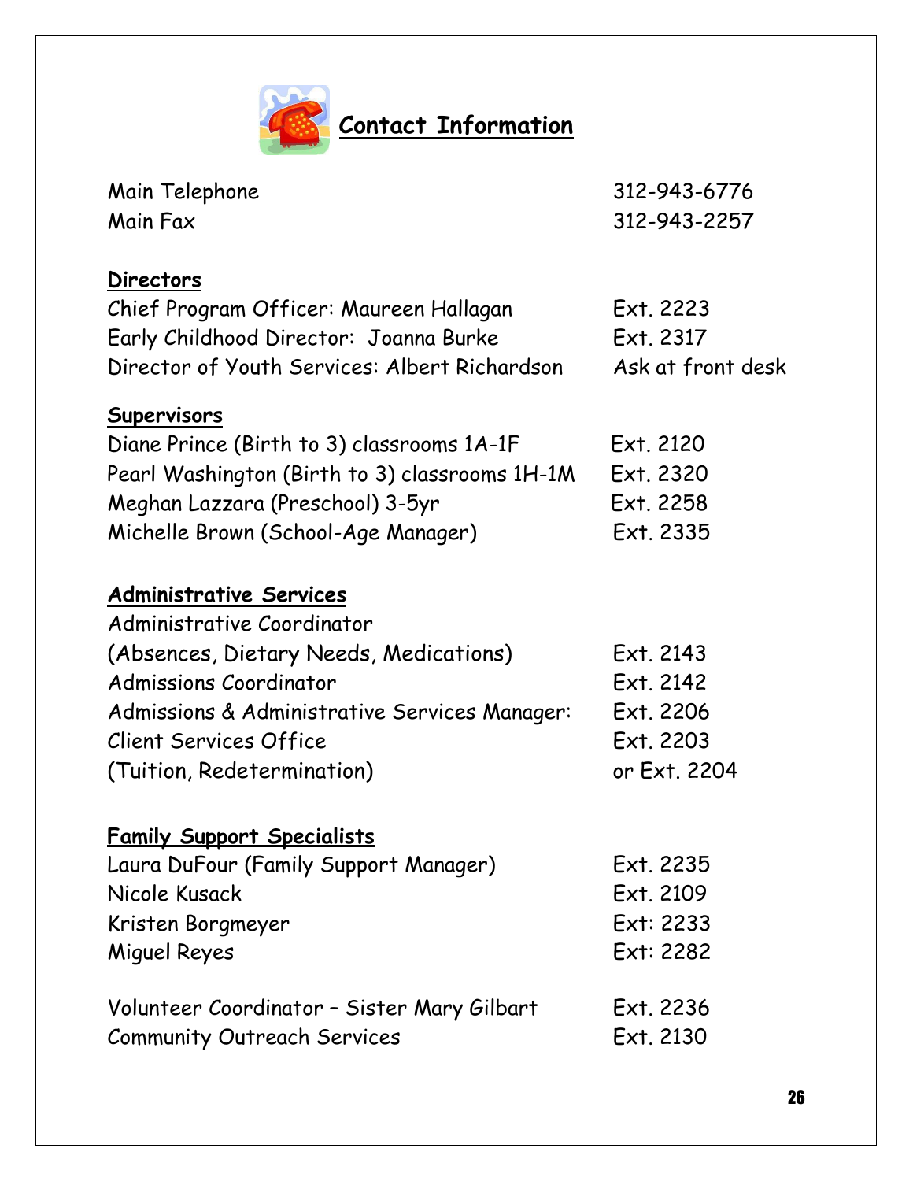## Contact Information

| | |
|---|---|
| Main Telephone | 312-943-6776 |
| Main Fax | 312-943-2257 |

**Directors**

| | |
|---|---|
| Chief Program Officer: Maureen Hallagan | Ext. 2223 |
| Early Childhood Director: Joanna Burke | Ext. 2317 |
| Director of Youth Services: Albert Richardson | Ask at front desk |

**Supervisors**

| | |
|---|---|
| Diane Prince (Birth to 3) classrooms 1A-1F | Ext. 2120 |
| Pearl Washington (Birth to 3) classrooms 1H-1M | Ext. 2320 |
| Meghan Lazzara (Preschool) 3-5yr | Ext. 2258 |
| Michelle Brown (School-Age Manager) | Ext. 2335 |

**Administrative Services**

| | |
|---|---|
| Administrative Coordinator (Absences, Dietary Needs, Medications) | Ext. 2143 |
| Admissions Coordinator | Ext. 2142 |
| Admissions & Administrative Services Manager: | Ext. 2206 |
| Client Services Office (Tuition, Redetermination) | Ext. 2203 or Ext. 2204 |

**Family Support Specialists**

| | |
|---|---|
| Laura DuFour (Family Support Manager) | Ext. 2235 |
| Nicole Kusack | Ext. 2109 |
| Kristen Borgmeyer | Ext: 2233 |
| Miguel Reyes | Ext: 2282 |

| | |
|---|---|
| Volunteer Coordinator – Sister Mary Gilbart | Ext. 2236 |
| Community Outreach Services | Ext. 2130 |